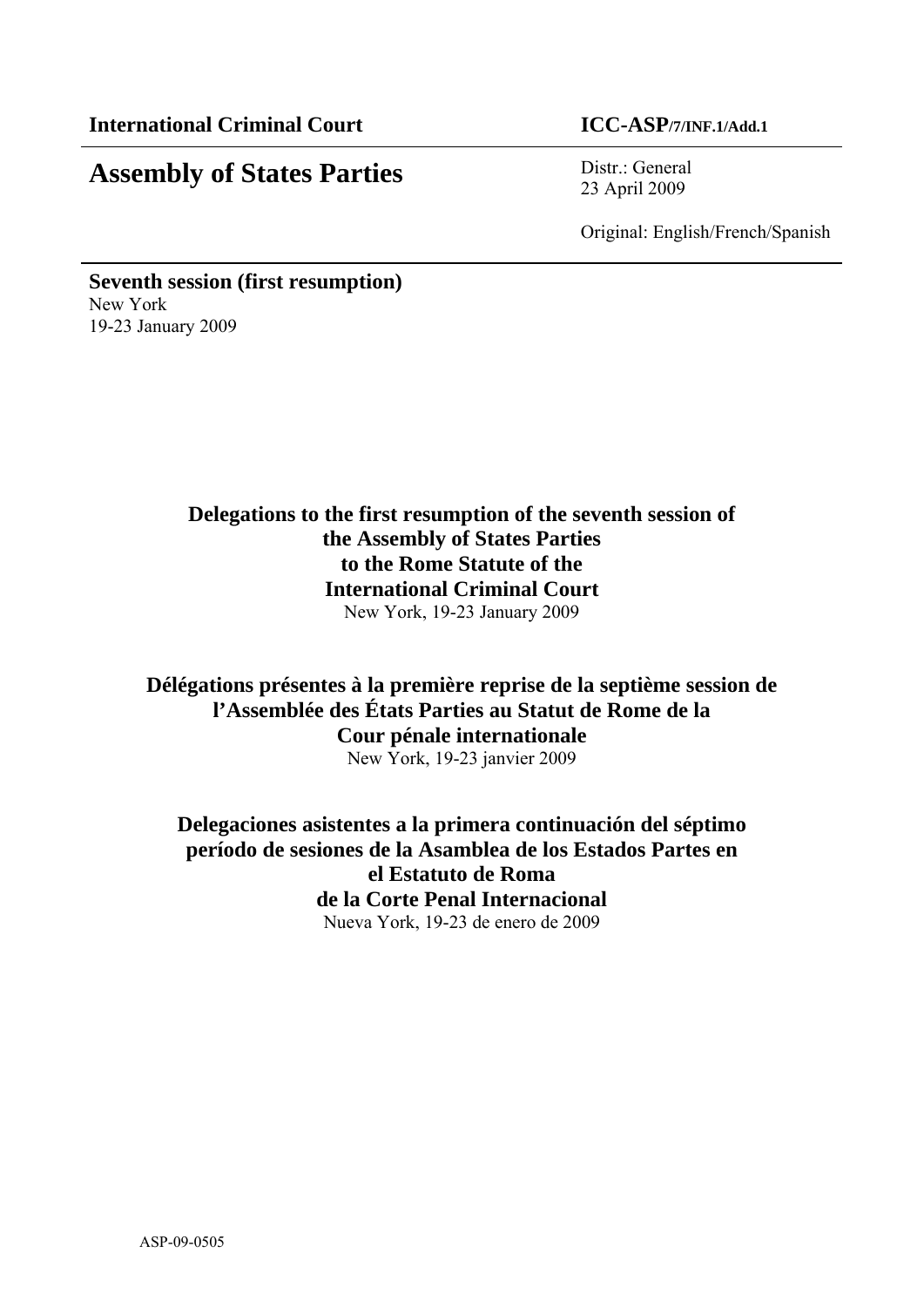**International Criminal Court** **ICC-ASP/7/INF.1/Add.1**

# Assembly of States Parties

Distr.: General
23 April 2009

Original: English/French/Spanish

**Seventh session (first resumption)**
New York
19-23 January 2009

**Delegations to the first resumption of the seventh session of the Assembly of States Parties to the Rome Statute of the International Criminal Court**
New York, 19-23 January 2009

**Délégations présentes à la première reprise de la septième session de l'Assemblée des États Parties au Statut de Rome de la Cour pénale internationale**
New York, 19-23 janvier 2009

**Delegaciones asistentes a la primera continuación del séptimo período de sesiones de la Asamblea de los Estados Partes en el Estatuto de Roma de la Corte Penal Internacional**
Nueva York, 19-23 de enero de 2009

ASP-09-0505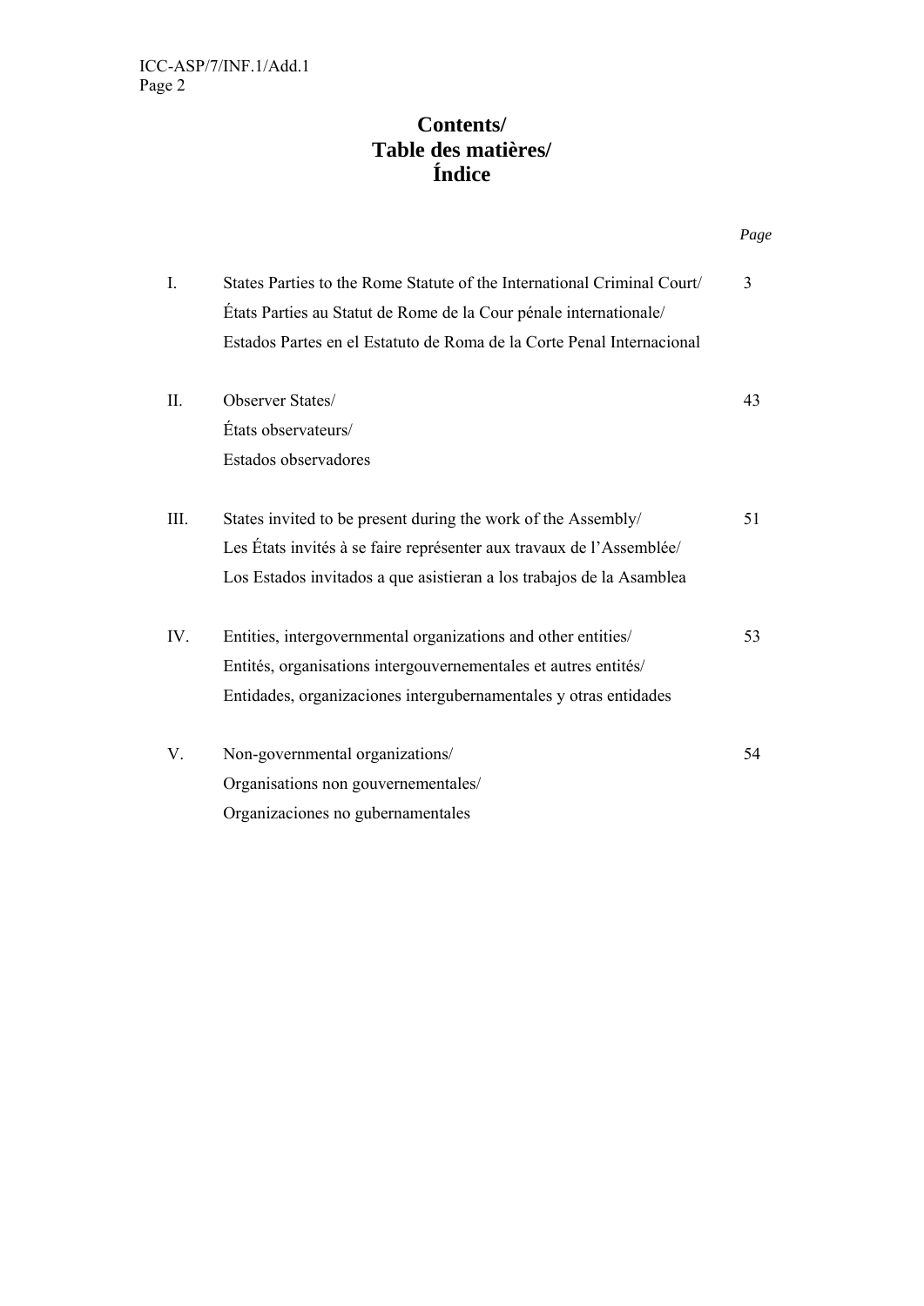# Contents/ Table des matières/ Índice

| | | *Page* |
|---|---|---|
| I. | States Parties to the Rome Statute of the International Criminal Court/ États Parties au Statut de Rome de la Cour pénale internationale/ Estados Partes en el Estatuto de Roma de la Corte Penal Internacional | 3 |
| II. | Observer States/ États observateurs/ Estados observadores | 43 |
| III. | States invited to be present during the work of the Assembly/ Les États invités à se faire représenter aux travaux de l'Assemblée/ Los Estados invitados a que asistieran a los trabajos de la Asamblea | 51 |
| IV. | Entities, intergovernmental organizations and other entities/ Entités, organisations intergouvernementales et autres entités/ Entidades, organizaciones intergubernamentales y otras entidades | 53 |
| V. | Non-governmental organizations/ Organisations non gouvernementales/ Organizaciones no gubernamentales | 54 |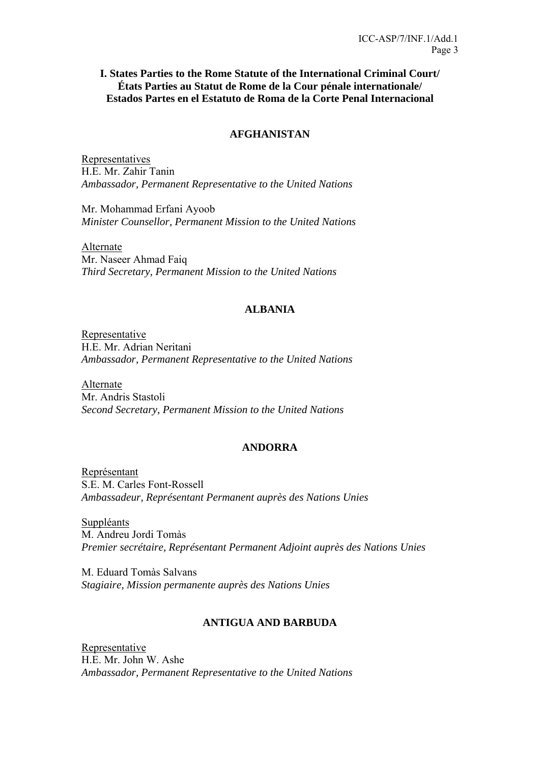## I. States Parties to the Rome Statute of the International Criminal Court/ États Parties au Statut de Rome de la Cour pénale internationale/ Estados Partes en el Estatuto de Roma de la Corte Penal Internacional

### AFGHANISTAN

Representatives
H.E. Mr. Zahir Tanin
*Ambassador, Permanent Representative to the United Nations*

Mr. Mohammad Erfani Ayoob
*Minister Counsellor, Permanent Mission to the United Nations*

Alternate
Mr. Naseer Ahmad Faiq
*Third Secretary, Permanent Mission to the United Nations*

### ALBANIA

Representative
H.E. Mr. Adrian Neritani
*Ambassador, Permanent Representative to the United Nations*

Alternate
Mr. Andris Stastoli
*Second Secretary, Permanent Mission to the United Nations*

### ANDORRA

Représentant
S.E. M. Carles Font-Rossell
*Ambassadeur, Représentant Permanent auprès des Nations Unies*

Suppléants
M. Andreu Jordi Tomàs
*Premier secrétaire, Représentant Permanent Adjoint auprès des Nations Unies*

M. Eduard Tomàs Salvans
*Stagiaire, Mission permanente auprès des Nations Unies*

### ANTIGUA AND BARBUDA

Representative
H.E. Mr. John W. Ashe
*Ambassador, Permanent Representative to the United Nations*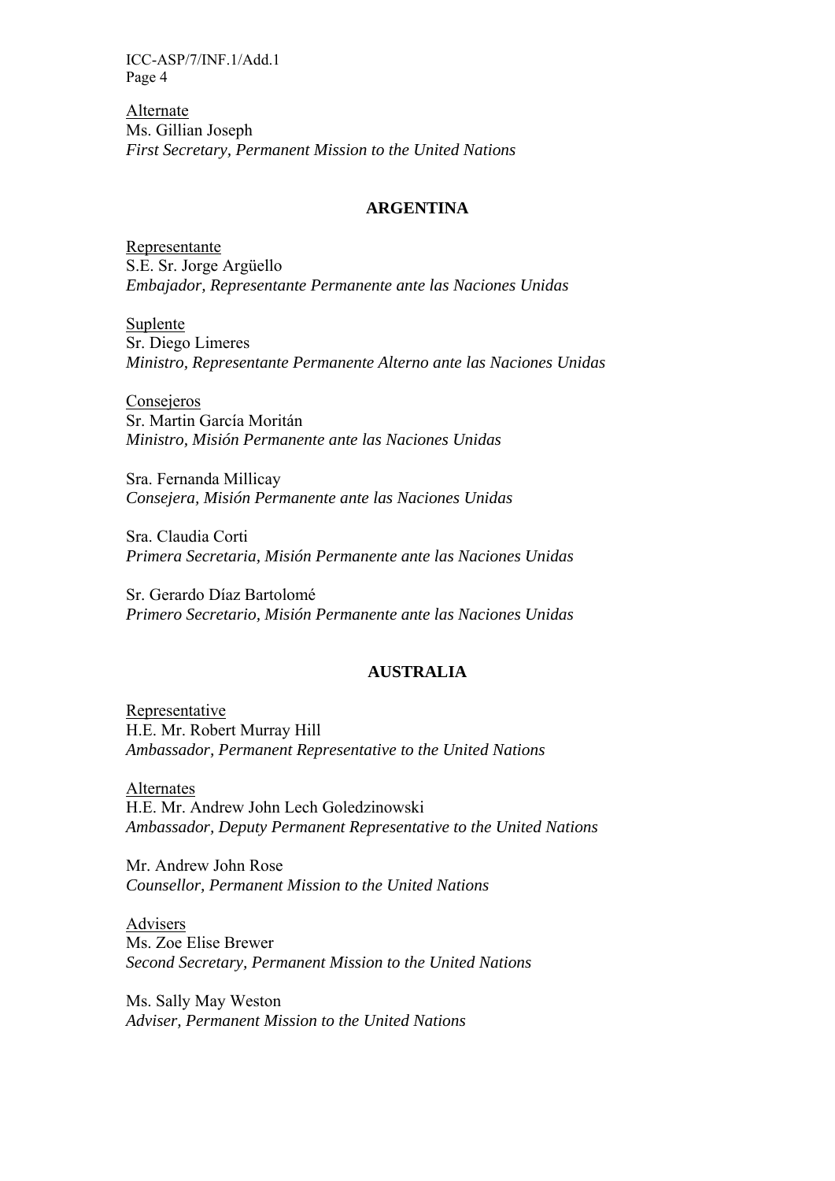Alternate
Ms. Gillian Joseph
*First Secretary, Permanent Mission to the United Nations*

## ARGENTINA

Representante
S.E. Sr. Jorge Argüello
*Embajador, Representante Permanente ante las Naciones Unidas*

Suplente
Sr. Diego Limeres
*Ministro, Representante Permanente Alterno ante las Naciones Unidas*

Consejeros
Sr. Martin García Moritán
*Ministro, Misión Permanente ante las Naciones Unidas*

Sra. Fernanda Millicay
*Consejera, Misión Permanente ante las Naciones Unidas*

Sra. Claudia Corti
*Primera Secretaria, Misión Permanente ante las Naciones Unidas*

Sr. Gerardo Díaz Bartolomé
*Primero Secretario, Misión Permanente ante las Naciones Unidas*

## AUSTRALIA

Representative
H.E. Mr. Robert Murray Hill
*Ambassador, Permanent Representative to the United Nations*

Alternates
H.E. Mr. Andrew John Lech Goledzinowski
*Ambassador, Deputy Permanent Representative to the United Nations*

Mr. Andrew John Rose
*Counsellor, Permanent Mission to the United Nations*

Advisers
Ms. Zoe Elise Brewer
*Second Secretary, Permanent Mission to the United Nations*

Ms. Sally May Weston
*Adviser, Permanent Mission to the United Nations*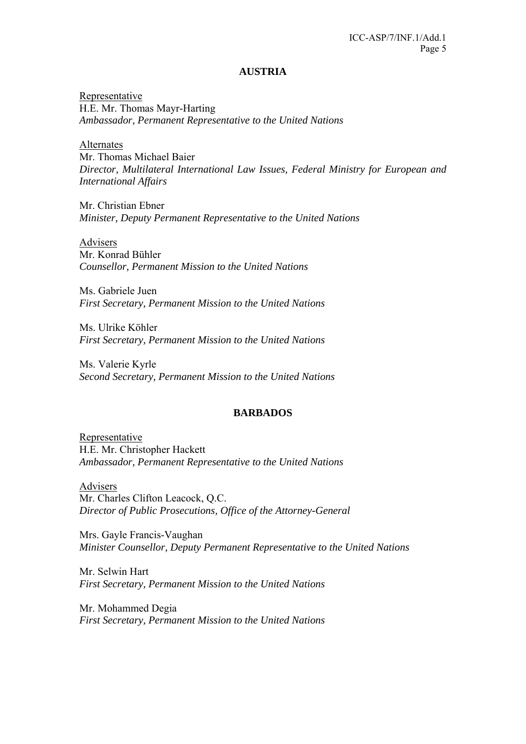## AUSTRIA

Representative
H.E. Mr. Thomas Mayr-Harting
*Ambassador, Permanent Representative to the United Nations*

Alternates
Mr. Thomas Michael Baier
*Director, Multilateral International Law Issues, Federal Ministry for European and International Affairs*

Mr. Christian Ebner
*Minister, Deputy Permanent Representative to the United Nations*

Advisers
Mr. Konrad Bühler
*Counsellor, Permanent Mission to the United Nations*

Ms. Gabriele Juen
*First Secretary, Permanent Mission to the United Nations*

Ms. Ulrike Köhler
*First Secretary, Permanent Mission to the United Nations*

Ms. Valerie Kyrle
*Second Secretary, Permanent Mission to the United Nations*

## BARBADOS

Representative
H.E. Mr. Christopher Hackett
*Ambassador, Permanent Representative to the United Nations*

Advisers
Mr. Charles Clifton Leacock, Q.C.
*Director of Public Prosecutions, Office of the Attorney-General*

Mrs. Gayle Francis-Vaughan
*Minister Counsellor, Deputy Permanent Representative to the United Nations*

Mr. Selwin Hart
*First Secretary, Permanent Mission to the United Nations*

Mr. Mohammed Degia
*First Secretary, Permanent Mission to the United Nations*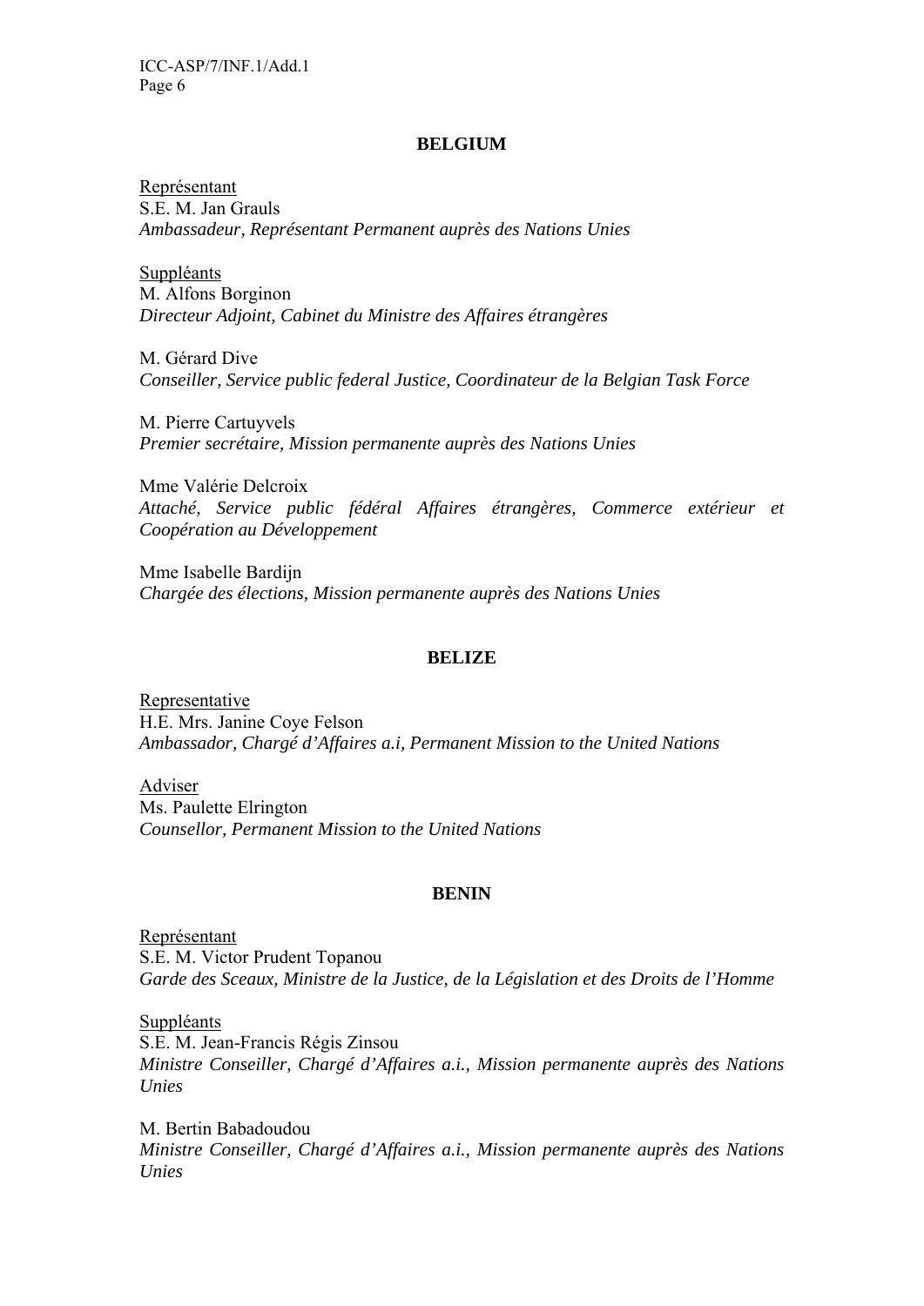## BELGIUM

Représentant
S.E. M. Jan Grauls
*Ambassadeur, Représentant Permanent auprès des Nations Unies*

Suppléants
M. Alfons Borginon
*Directeur Adjoint, Cabinet du Ministre des Affaires étrangères*

M. Gérard Dive
*Conseiller, Service public federal Justice, Coordinateur de la Belgian Task Force*

M. Pierre Cartuyvels
*Premier secrétaire, Mission permanente auprès des Nations Unies*

Mme Valérie Delcroix
*Attaché, Service public fédéral Affaires étrangères, Commerce extérieur et Coopération au Développement*

Mme Isabelle Bardijn
*Chargée des élections, Mission permanente auprès des Nations Unies*

## BELIZE

Representative
H.E. Mrs. Janine Coye Felson
*Ambassador, Chargé d'Affaires a.i, Permanent Mission to the United Nations*

Adviser
Ms. Paulette Elrington
*Counsellor, Permanent Mission to the United Nations*

## BENIN

Représentant
S.E. M. Victor Prudent Topanou
*Garde des Sceaux, Ministre de la Justice, de la Législation et des Droits de l'Homme*

Suppléants
S.E. M. Jean-Francis Régis Zinsou
*Ministre Conseiller, Chargé d'Affaires a.i., Mission permanente auprès des Nations Unies*

M. Bertin Babadoudou
*Ministre Conseiller, Chargé d'Affaires a.i., Mission permanente auprès des Nations Unies*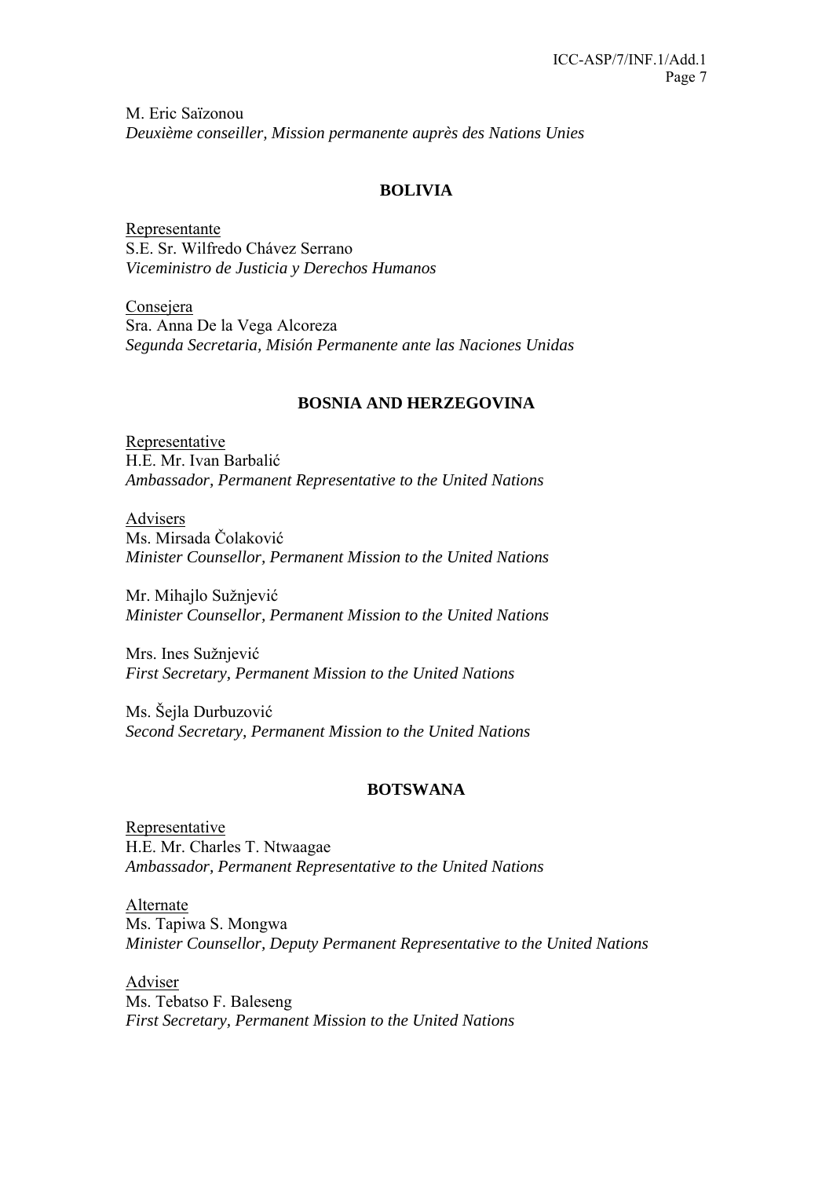M. Eric Saïzonou
*Deuxième conseiller, Mission permanente auprès des Nations Unies*

## BOLIVIA

Representante
S.E. Sr. Wilfredo Chávez Serrano
*Viceministro de Justicia y Derechos Humanos*

Consejera
Sra. Anna De la Vega Alcoreza
*Segunda Secretaria, Misión Permanente ante las Naciones Unidas*

## BOSNIA AND HERZEGOVINA

Representative
H.E. Mr. Ivan Barbalić
*Ambassador, Permanent Representative to the United Nations*

Advisers
Ms. Mirsada Čolaković
*Minister Counsellor, Permanent Mission to the United Nations*

Mr. Mihajlo Sužnjević
*Minister Counsellor, Permanent Mission to the United Nations*

Mrs. Ines Sužnjević
*First Secretary, Permanent Mission to the United Nations*

Ms. Šejla Durbuzović
*Second Secretary, Permanent Mission to the United Nations*

## BOTSWANA

Representative
H.E. Mr. Charles T. Ntwaagae
*Ambassador, Permanent Representative to the United Nations*

Alternate
Ms. Tapiwa S. Mongwa
*Minister Counsellor, Deputy Permanent Representative to the United Nations*

Adviser
Ms. Tebatso F. Baleseng
*First Secretary, Permanent Mission to the United Nations*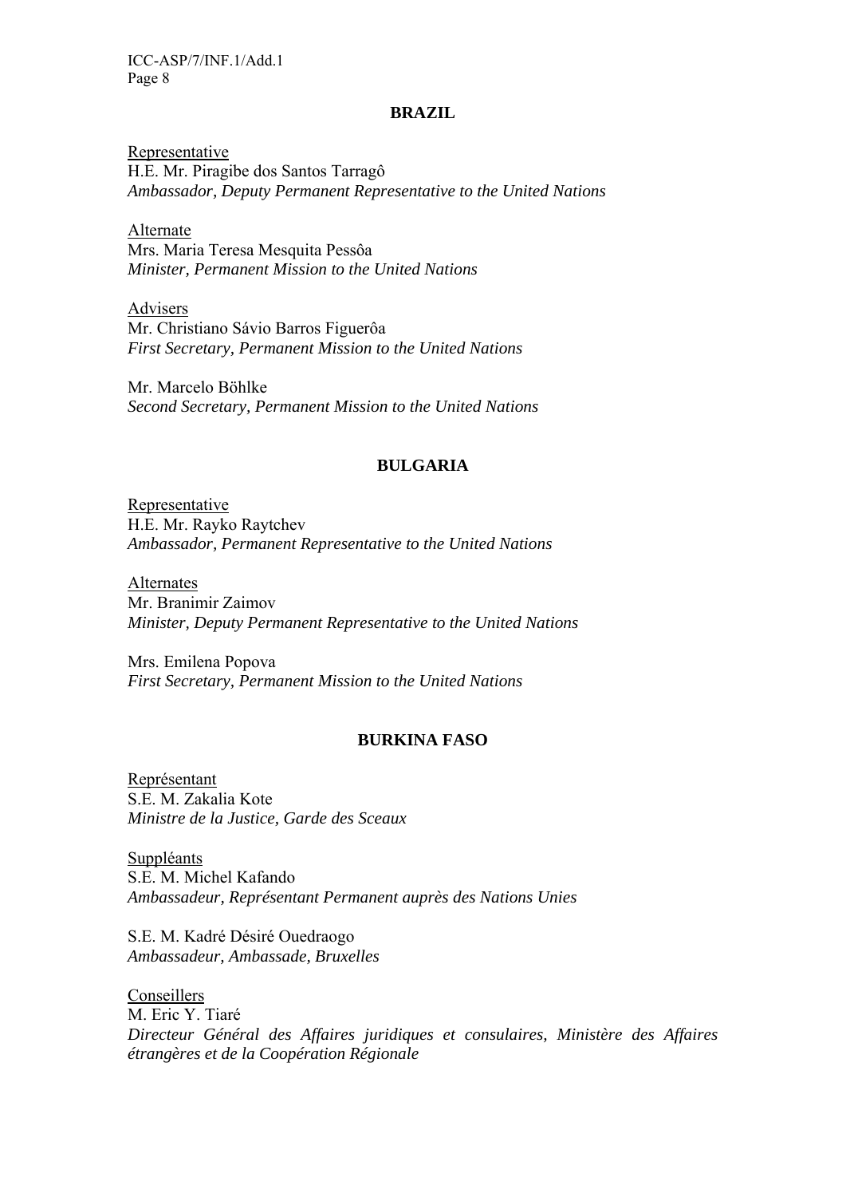## BRAZIL

Representative
H.E. Mr. Piragibe dos Santos Tarragô
*Ambassador, Deputy Permanent Representative to the United Nations*

Alternate
Mrs. Maria Teresa Mesquita Pessôa
*Minister, Permanent Mission to the United Nations*

Advisers
Mr. Christiano Sávio Barros Figuerôa
*First Secretary, Permanent Mission to the United Nations*

Mr. Marcelo Böhlke
*Second Secretary, Permanent Mission to the United Nations*

## BULGARIA

Representative
H.E. Mr. Rayko Raytchev
*Ambassador, Permanent Representative to the United Nations*

Alternates
Mr. Branimir Zaimov
*Minister, Deputy Permanent Representative to the United Nations*

Mrs. Emilena Popova
*First Secretary, Permanent Mission to the United Nations*

## BURKINA FASO

Représentant
S.E. M. Zakalia Kote
*Ministre de la Justice, Garde des Sceaux*

Suppléants
S.E. M. Michel Kafando
*Ambassadeur, Représentant Permanent auprès des Nations Unies*

S.E. M. Kadré Désiré Ouedraogo
*Ambassadeur, Ambassade, Bruxelles*

Conseillers
M. Eric Y. Tiaré
*Directeur Général des Affaires juridiques et consulaires, Ministère des Affaires étrangères et de la Coopération Régionale*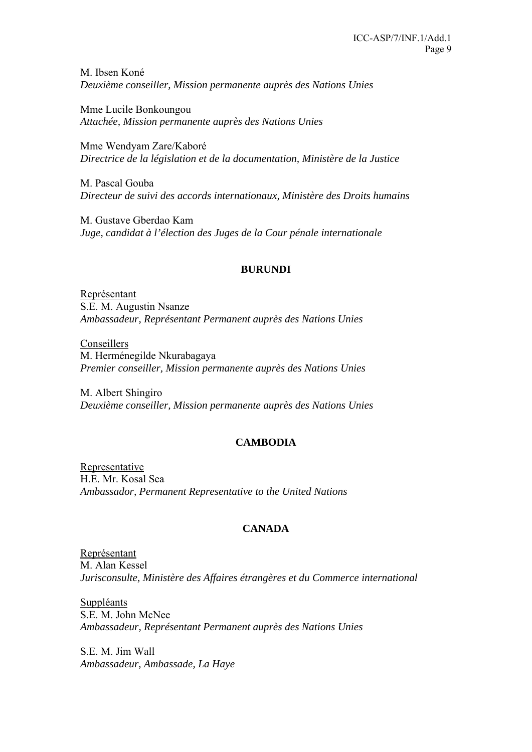M. Ibsen Koné
*Deuxième conseiller, Mission permanente auprès des Nations Unies*

Mme Lucile Bonkoungou
*Attachée, Mission permanente auprès des Nations Unies*

Mme Wendyam Zare/Kaboré
*Directrice de la législation et de la documentation, Ministère de la Justice*

M. Pascal Gouba
*Directeur de suivi des accords internationaux, Ministère des Droits humains*

M. Gustave Gberdao Kam
*Juge, candidat à l'élection des Juges de la Cour pénale internationale*

## BURUNDI

Représentant
S.E. M. Augustin Nsanze
*Ambassadeur, Représentant Permanent auprès des Nations Unies*

Conseillers
M. Herménegilde Nkurabagaya
*Premier conseiller, Mission permanente auprès des Nations Unies*

M. Albert Shingiro
*Deuxième conseiller, Mission permanente auprès des Nations Unies*

## CAMBODIA

Representative
H.E. Mr. Kosal Sea
*Ambassador, Permanent Representative to the United Nations*

## CANADA

Représentant
M. Alan Kessel
*Jurisconsulte, Ministère des Affaires étrangères et du Commerce international*

Suppléants
S.E. M. John McNee
*Ambassadeur, Représentant Permanent auprès des Nations Unies*

S.E. M. Jim Wall
*Ambassadeur, Ambassade, La Haye*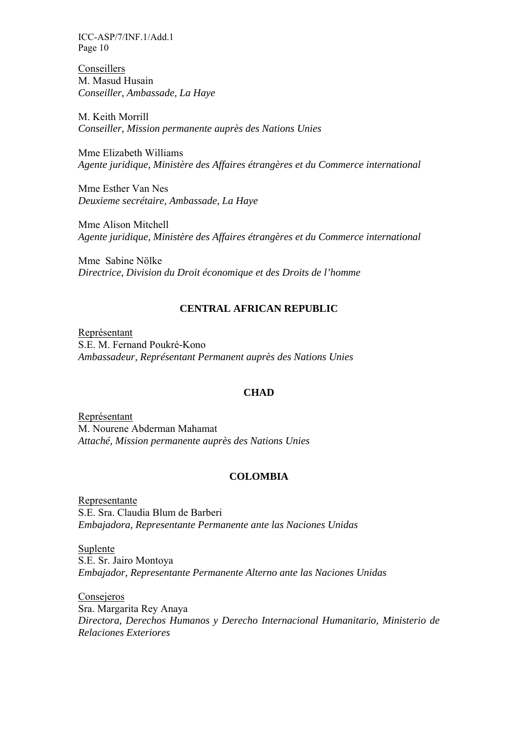Conseillers
M. Masud Husain
*Conseiller, Ambassade, La Haye*

M. Keith Morrill
*Conseiller, Mission permanente auprès des Nations Unies*

Mme Elizabeth Williams
*Agente juridique, Ministère des Affaires étrangères et du Commerce international*

Mme Esther Van Nes
*Deuxieme secrétaire, Ambassade, La Haye*

Mme Alison Mitchell
*Agente juridique, Ministère des Affaires étrangères et du Commerce international*

Mme Sabine Nölke
*Directrice, Division du Droit économique et des Droits de l'homme*

**CENTRAL AFRICAN REPUBLIC**

Représentant
S.E. M. Fernand Poukré-Kono
*Ambassadeur, Représentant Permanent auprès des Nations Unies*

**CHAD**

Représentant
M. Nourene Abderman Mahamat
*Attaché, Mission permanente auprès des Nations Unies*

**COLOMBIA**

Representante
S.E. Sra. Claudia Blum de Barberi
*Embajadora, Representante Permanente ante las Naciones Unidas*

Suplente
S.E. Sr. Jairo Montoya
*Embajador, Representante Permanente Alterno ante las Naciones Unidas*

Consejeros
Sra. Margarita Rey Anaya
*Directora, Derechos Humanos y Derecho Internacional Humanitario, Ministerio de Relaciones Exteriores*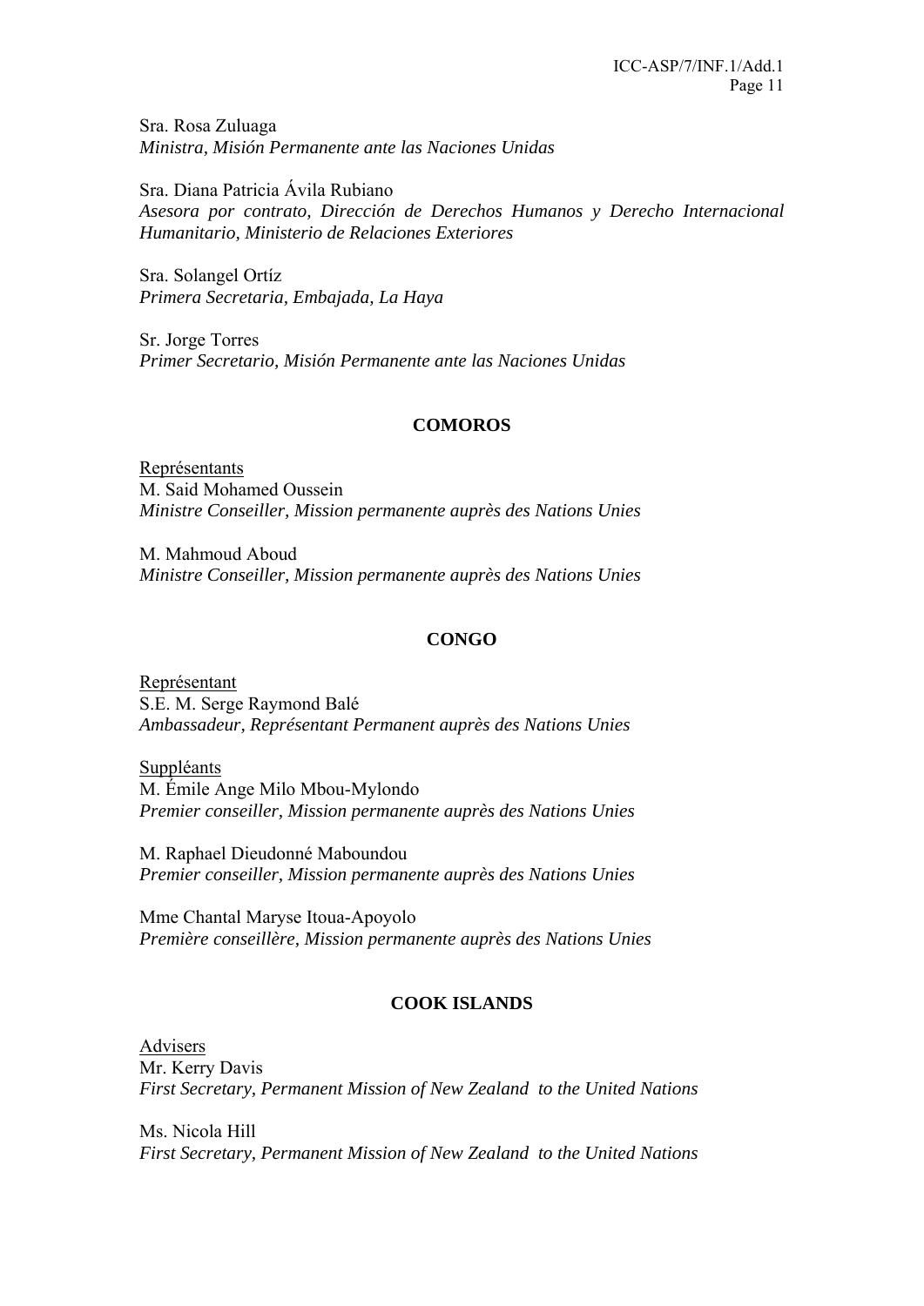Sra. Rosa Zuluaga
*Ministra, Misión Permanente ante las Naciones Unidas*

Sra. Diana Patricia Ávila Rubiano
*Asesora por contrato, Dirección de Derechos Humanos y Derecho Internacional Humanitario, Ministerio de Relaciones Exteriores*

Sra. Solangel Ortíz
*Primera Secretaria, Embajada, La Haya*

Sr. Jorge Torres
*Primer Secretario, Misión Permanente ante las Naciones Unidas*

## COMOROS

Représentants
M. Said Mohamed Oussein
*Ministre Conseiller, Mission permanente auprès des Nations Unies*

M. Mahmoud Aboud
*Ministre Conseiller, Mission permanente auprès des Nations Unies*

## CONGO

Représentant
S.E. M. Serge Raymond Balé
*Ambassadeur, Représentant Permanent auprès des Nations Unies*

Suppléants
M. Émile Ange Milo Mbou-Mylondo
*Premier conseiller, Mission permanente auprès des Nations Unies*

M. Raphael Dieudonné Maboundou
*Premier conseiller, Mission permanente auprès des Nations Unies*

Mme Chantal Maryse Itoua-Apoyolo
*Première conseillère, Mission permanente auprès des Nations Unies*

## COOK ISLANDS

Advisers
Mr. Kerry Davis
*First Secretary, Permanent Mission of New Zealand to the United Nations*

Ms. Nicola Hill
*First Secretary, Permanent Mission of New Zealand to the United Nations*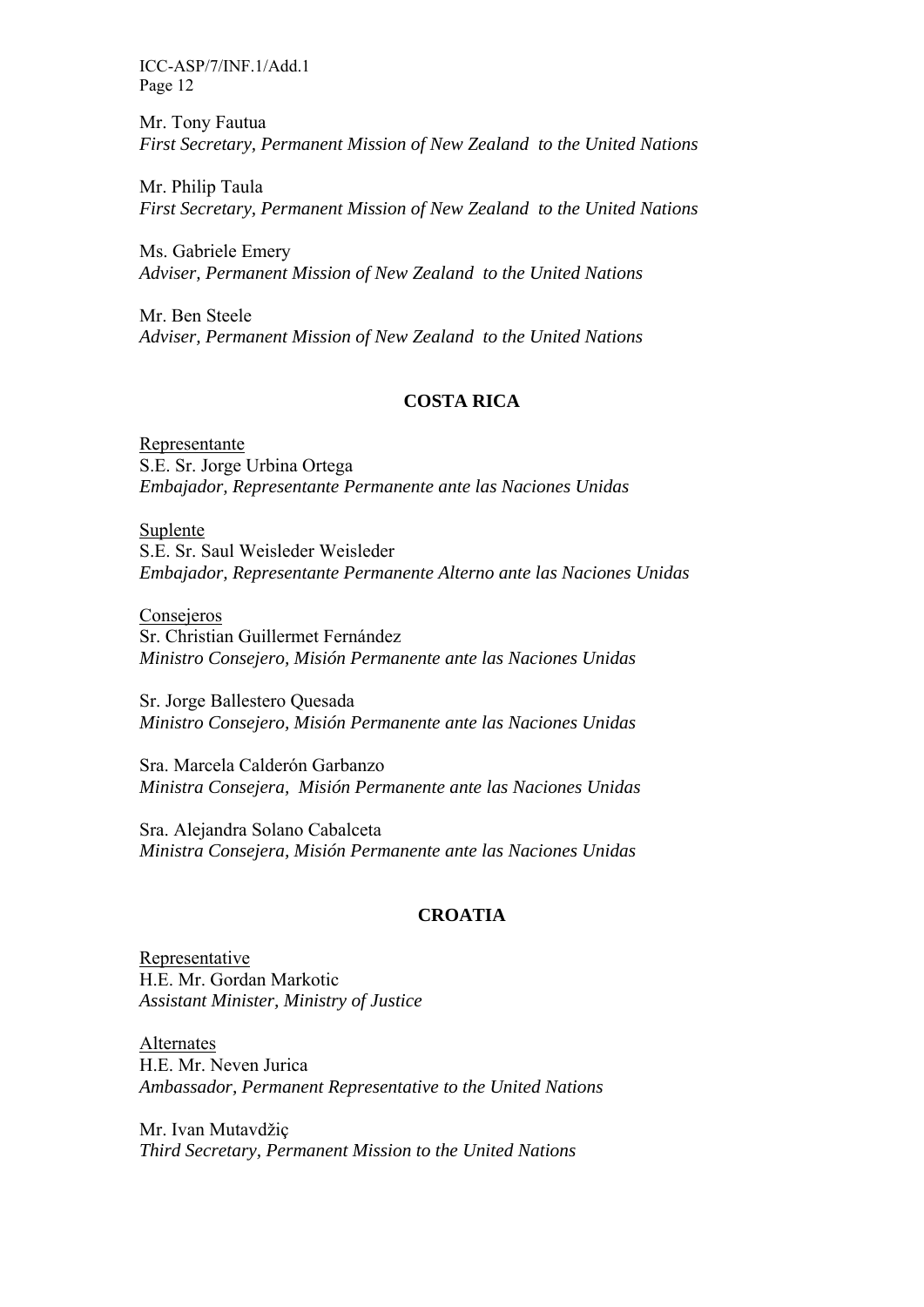Mr. Tony Fautua
*First Secretary, Permanent Mission of New Zealand to the United Nations*

Mr. Philip Taula
*First Secretary, Permanent Mission of New Zealand to the United Nations*

Ms. Gabriele Emery
*Adviser, Permanent Mission of New Zealand to the United Nations*

Mr. Ben Steele
*Adviser, Permanent Mission of New Zealand to the United Nations*

## COSTA RICA

Representante
S.E. Sr. Jorge Urbina Ortega
*Embajador, Representante Permanente ante las Naciones Unidas*

Suplente
S.E. Sr. Saul Weisleder Weisleder
*Embajador, Representante Permanente Alterno ante las Naciones Unidas*

Consejeros
Sr. Christian Guillermet Fernández
*Ministro Consejero, Misión Permanente ante las Naciones Unidas*

Sr. Jorge Ballestero Quesada
*Ministro Consejero, Misión Permanente ante las Naciones Unidas*

Sra. Marcela Calderón Garbanzo
*Ministra Consejera, Misión Permanente ante las Naciones Unidas*

Sra. Alejandra Solano Cabalceta
*Ministra Consejera, Misión Permanente ante las Naciones Unidas*

## CROATIA

Representative
H.E. Mr. Gordan Markotic
*Assistant Minister, Ministry of Justice*

Alternates
H.E. Mr. Neven Jurica
*Ambassador, Permanent Representative to the United Nations*

Mr. Ivan Mutavdžiç
*Third Secretary, Permanent Mission to the United Nations*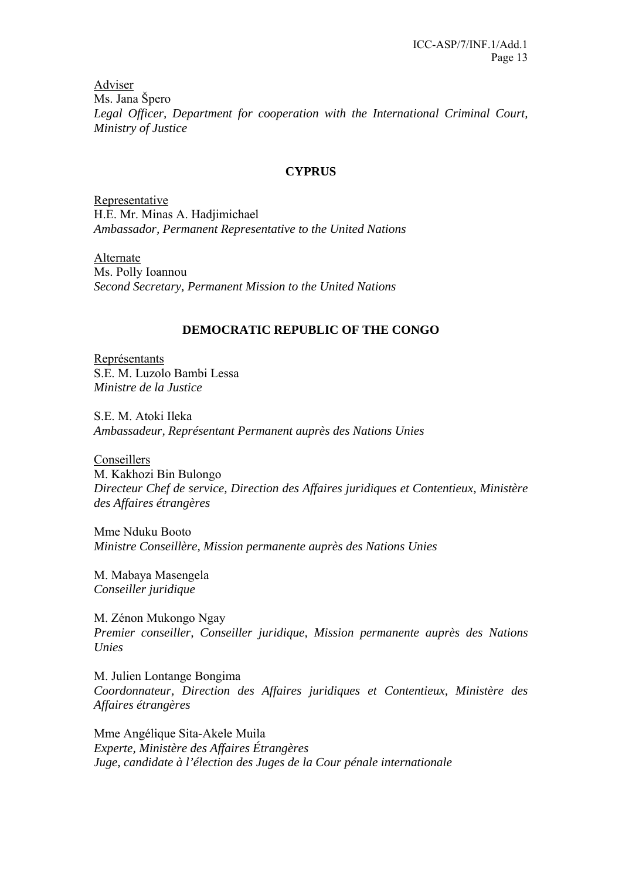Adviser
Ms. Jana Špero
*Legal Officer, Department for cooperation with the International Criminal Court, Ministry of Justice*

**CYPRUS**

Representative
H.E. Mr. Minas A. Hadjimichael
*Ambassador, Permanent Representative to the United Nations*

Alternate
Ms. Polly Ioannou
*Second Secretary, Permanent Mission to the United Nations*

**DEMOCRATIC REPUBLIC OF THE CONGO**

Représentants
S.E. M. Luzolo Bambi Lessa
*Ministre de la Justice*

S.E. M. Atoki Ileka
*Ambassadeur, Représentant Permanent auprès des Nations Unies*

Conseillers
M. Kakhozi Bin Bulongo
*Directeur Chef de service, Direction des Affaires juridiques et Contentieux, Ministère des Affaires étrangères*

Mme Nduku Booto
*Ministre Conseillère, Mission permanente auprès des Nations Unies*

M. Mabaya Masengela
*Conseiller juridique*

M. Zénon Mukongo Ngay
*Premier conseiller, Conseiller juridique, Mission permanente auprès des Nations Unies*

M. Julien Lontange Bongima
*Coordonnateur, Direction des Affaires juridiques et Contentieux, Ministère des Affaires étrangères*

Mme Angélique Sita-Akele Muila
*Experte, Ministère des Affaires Étrangères*
*Juge, candidate à l'élection des Juges de la Cour pénale internationale*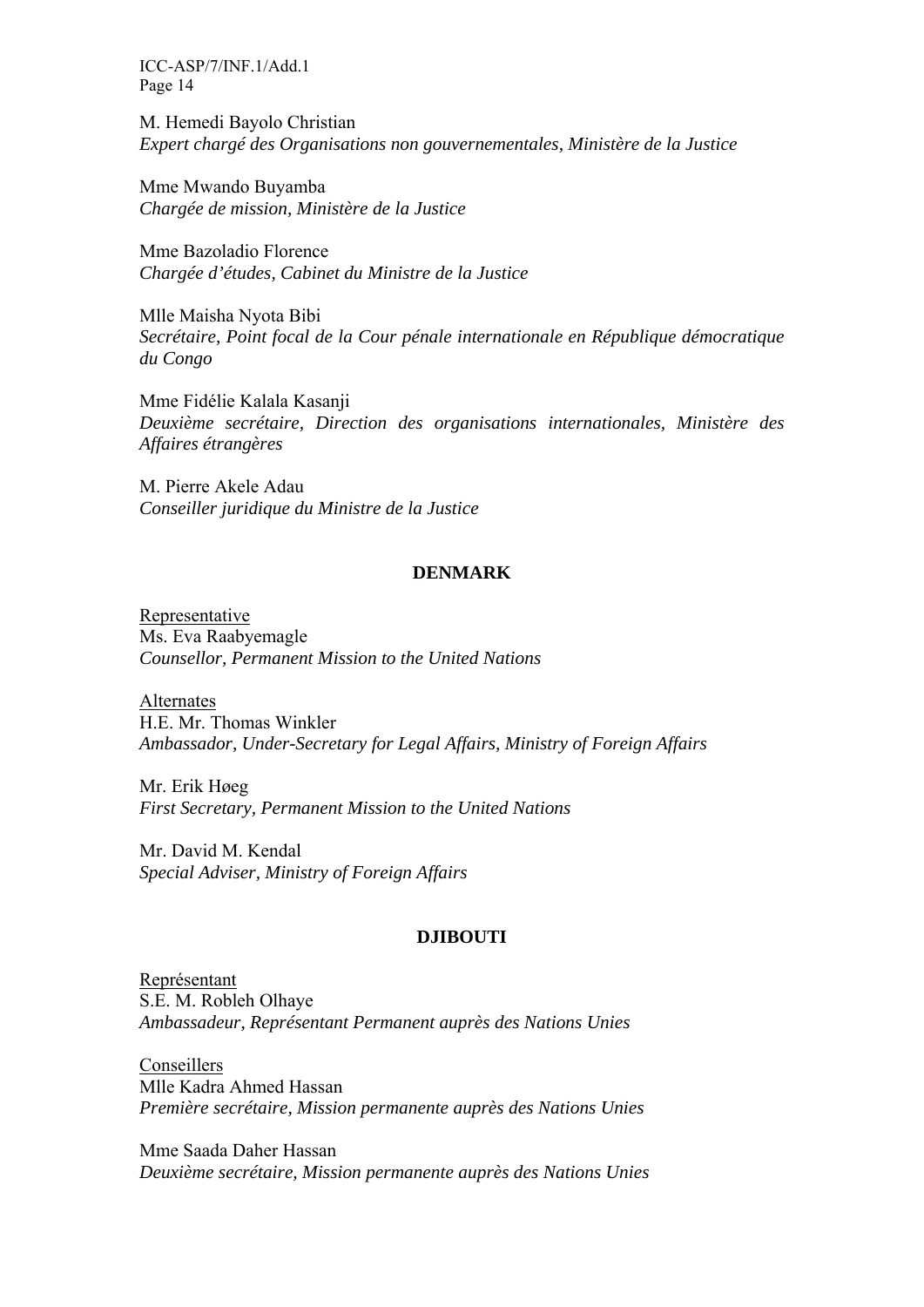M. Hemedi Bayolo Christian
*Expert chargé des Organisations non gouvernementales, Ministère de la Justice*

Mme Mwando Buyamba
*Chargée de mission, Ministère de la Justice*

Mme Bazoladio Florence
*Chargée d'études, Cabinet du Ministre de la Justice*

Mlle Maisha Nyota Bibi
*Secrétaire, Point focal de la Cour pénale internationale en République démocratique du Congo*

Mme Fidélie Kalala Kasanji
*Deuxième secrétaire, Direction des organisations internationales, Ministère des Affaires étrangères*

M. Pierre Akele Adau
*Conseiller juridique du Ministre de la Justice*

### DENMARK

<u>Representative</u>
Ms. Eva Raabyemagle
*Counsellor, Permanent Mission to the United Nations*

<u>Alternates</u>
H.E. Mr. Thomas Winkler
*Ambassador, Under-Secretary for Legal Affairs, Ministry of Foreign Affairs*

Mr. Erik Høeg
*First Secretary, Permanent Mission to the United Nations*

Mr. David M. Kendal
*Special Adviser, Ministry of Foreign Affairs*

### DJIBOUTI

<u>Représentant</u>
S.E. M. Robleh Olhaye
*Ambassadeur, Représentant Permanent auprès des Nations Unies*

<u>Conseillers</u>
Mlle Kadra Ahmed Hassan
*Première secrétaire, Mission permanente auprès des Nations Unies*

Mme Saada Daher Hassan
*Deuxième secrétaire, Mission permanente auprès des Nations Unies*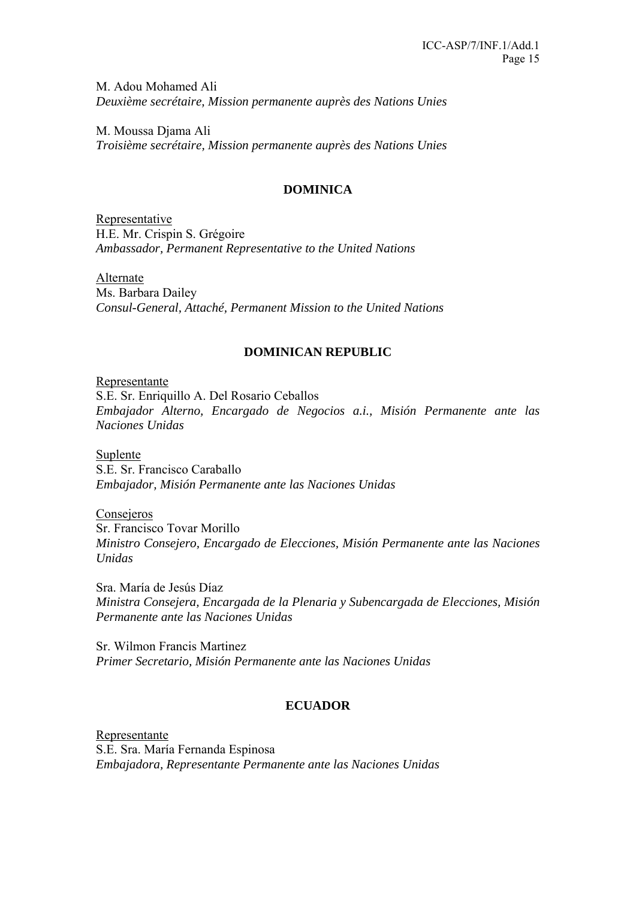M. Adou Mohamed Ali
*Deuxième secrétaire, Mission permanente auprès des Nations Unies*

M. Moussa Djama Ali
*Troisième secrétaire, Mission permanente auprès des Nations Unies*

## DOMINICA

Representative
H.E. Mr. Crispin S. Grégoire
*Ambassador, Permanent Representative to the United Nations*

Alternate
Ms. Barbara Dailey
*Consul-General, Attaché, Permanent Mission to the United Nations*

## DOMINICAN REPUBLIC

Representante
S.E. Sr. Enriquillo A. Del Rosario Ceballos
*Embajador Alterno, Encargado de Negocios a.i., Misión Permanente ante las Naciones Unidas*

Suplente
S.E. Sr. Francisco Caraballo
*Embajador, Misión Permanente ante las Naciones Unidas*

Consejeros
Sr. Francisco Tovar Morillo
*Ministro Consejero, Encargado de Elecciones, Misión Permanente ante las Naciones Unidas*

Sra. María de Jesús Díaz
*Ministra Consejera, Encargada de la Plenaria y Subencargada de Elecciones, Misión Permanente ante las Naciones Unidas*

Sr. Wilmon Francis Martinez
*Primer Secretario, Misión Permanente ante las Naciones Unidas*

## ECUADOR

Representante
S.E. Sra. María Fernanda Espinosa
*Embajadora, Representante Permanente ante las Naciones Unidas*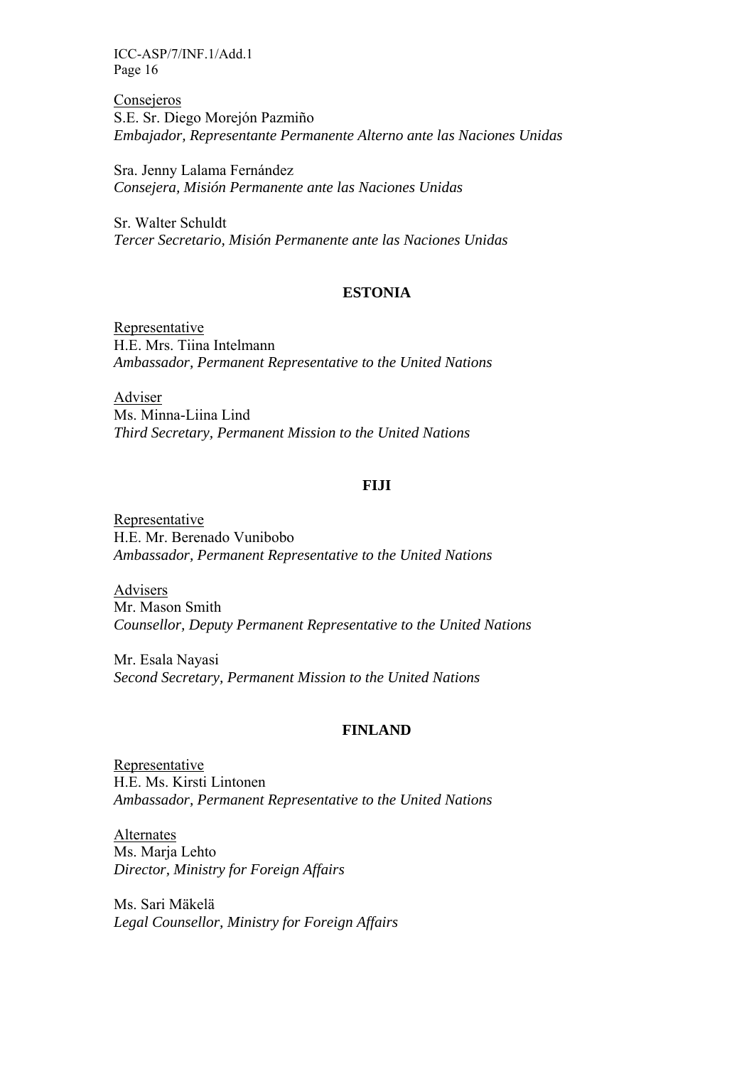Consejeros
S.E. Sr. Diego Morejón Pazmiño
*Embajador, Representante Permanente Alterno ante las Naciones Unidas*

Sra. Jenny Lalama Fernández
*Consejera, Misión Permanente ante las Naciones Unidas*

Sr. Walter Schuldt
*Tercer Secretario, Misión Permanente ante las Naciones Unidas*

## ESTONIA

Representative
H.E. Mrs. Tiina Intelmann
*Ambassador, Permanent Representative to the United Nations*

Adviser
Ms. Minna-Liina Lind
*Third Secretary, Permanent Mission to the United Nations*

## FIJI

Representative
H.E. Mr. Berenado Vunibobo
*Ambassador, Permanent Representative to the United Nations*

Advisers
Mr. Mason Smith
*Counsellor, Deputy Permanent Representative to the United Nations*

Mr. Esala Nayasi
*Second Secretary, Permanent Mission to the United Nations*

## FINLAND

Representative
H.E. Ms. Kirsti Lintonen
*Ambassador, Permanent Representative to the United Nations*

Alternates
Ms. Marja Lehto
*Director, Ministry for Foreign Affairs*

Ms. Sari Mäkelä
*Legal Counsellor, Ministry for Foreign Affairs*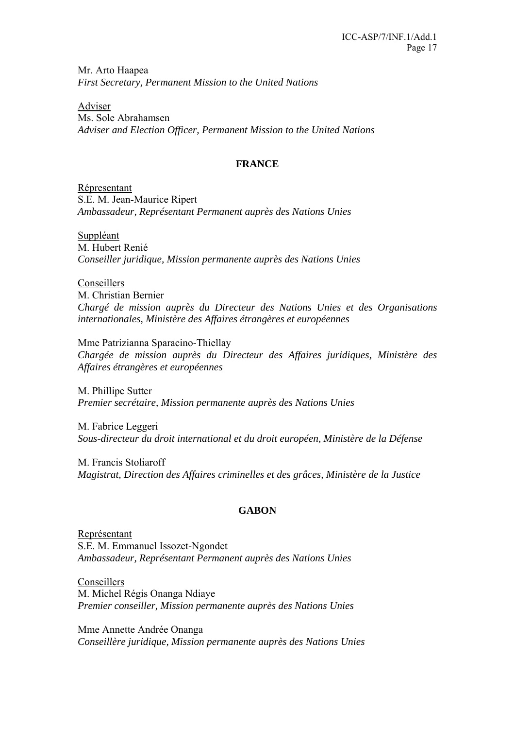Mr. Arto Haapea
*First Secretary, Permanent Mission to the United Nations*

Adviser
Ms. Sole Abrahamsen
*Adviser and Election Officer, Permanent Mission to the United Nations*

**FRANCE**

Répresentant
S.E. M. Jean-Maurice Ripert
*Ambassadeur, Représentant Permanent auprès des Nations Unies*

Suppléant
M. Hubert Renié
*Conseiller juridique, Mission permanente auprès des Nations Unies*

Conseillers
M. Christian Bernier
*Chargé de mission auprès du Directeur des Nations Unies et des Organisations internationales, Ministère des Affaires étrangères et européennes*

Mme Patrizianna Sparacino-Thiellay
*Chargée de mission auprès du Directeur des Affaires juridiques, Ministère des Affaires étrangères et européennes*

M. Phillipe Sutter
*Premier secrétaire, Mission permanente auprès des Nations Unies*

M. Fabrice Leggeri
*Sous-directeur du droit international et du droit européen, Ministère de la Défense*

M. Francis Stoliaroff
*Magistrat, Direction des Affaires criminelles et des grâces, Ministère de la Justice*

**GABON**

Représentant
S.E. M. Emmanuel Issozet-Ngondet
*Ambassadeur, Représentant Permanent auprès des Nations Unies*

Conseillers
M. Michel Régis Onanga Ndiaye
*Premier conseiller, Mission permanente auprès des Nations Unies*

Mme Annette Andrée Onanga
*Conseillère juridique, Mission permanente auprès des Nations Unies*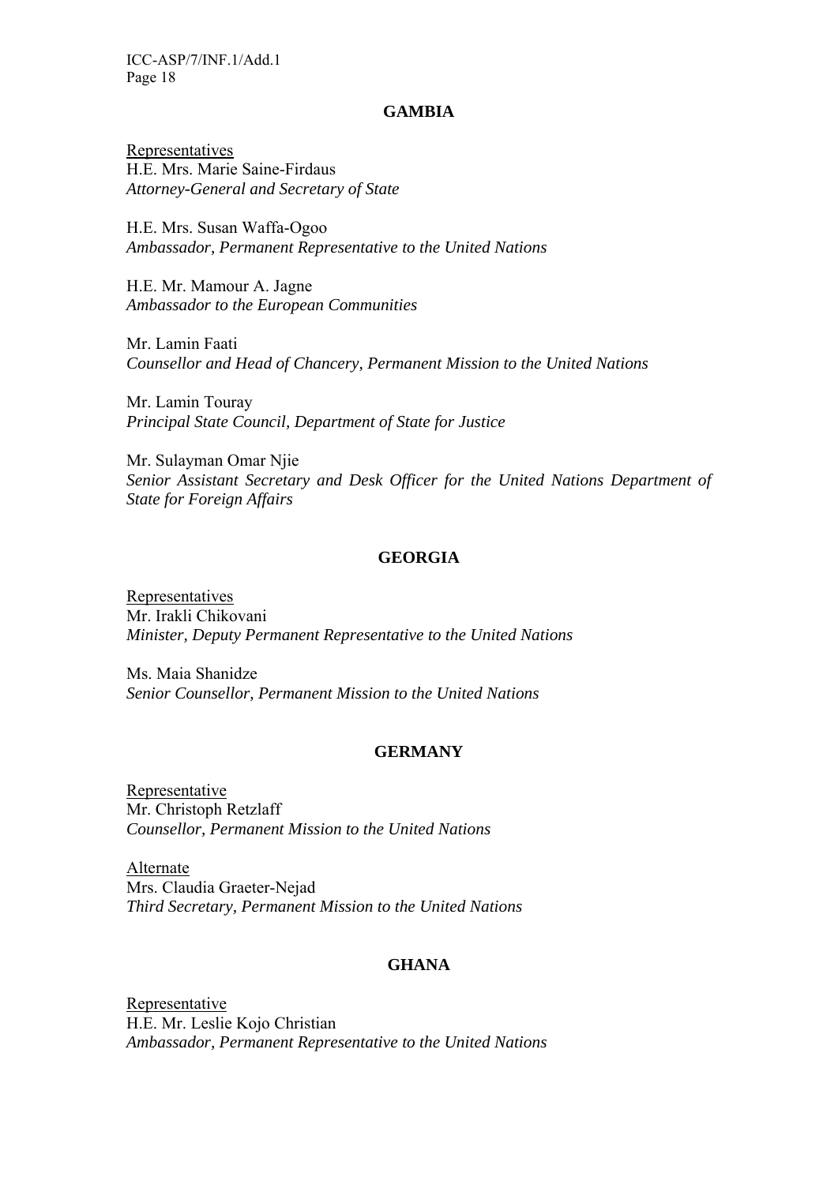## GAMBIA

Representatives
H.E. Mrs. Marie Saine-Firdaus
*Attorney-General and Secretary of State*

H.E. Mrs. Susan Waffa-Ogoo
*Ambassador, Permanent Representative to the United Nations*

H.E. Mr. Mamour A. Jagne
*Ambassador to the European Communities*

Mr. Lamin Faati
*Counsellor and Head of Chancery, Permanent Mission to the United Nations*

Mr. Lamin Touray
*Principal State Council, Department of State for Justice*

Mr. Sulayman Omar Njie
*Senior Assistant Secretary and Desk Officer for the United Nations Department of State for Foreign Affairs*

## GEORGIA

Representatives
Mr. Irakli Chikovani
*Minister, Deputy Permanent Representative to the United Nations*

Ms. Maia Shanidze
*Senior Counsellor, Permanent Mission to the United Nations*

## GERMANY

Representative
Mr. Christoph Retzlaff
*Counsellor, Permanent Mission to the United Nations*

Alternate
Mrs. Claudia Graeter-Nejad
*Third Secretary, Permanent Mission to the United Nations*

## GHANA

Representative
H.E. Mr. Leslie Kojo Christian
*Ambassador, Permanent Representative to the United Nations*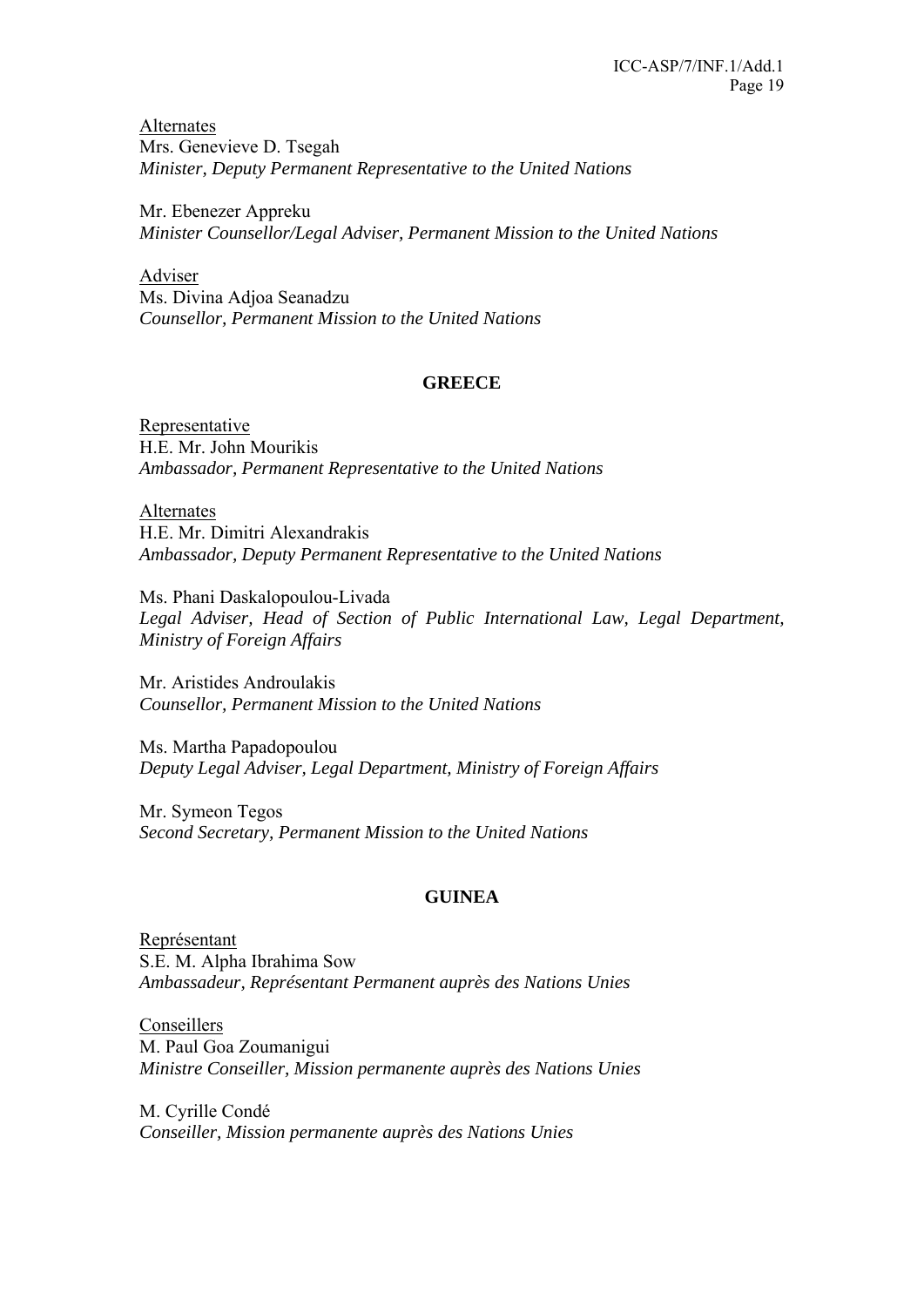Alternates

Mrs. Genevieve D. Tsegah
*Minister, Deputy Permanent Representative to the United Nations*

Mr. Ebenezer Appreku
*Minister Counsellor/Legal Adviser, Permanent Mission to the United Nations*

Adviser

Ms. Divina Adjoa Seanadzu
*Counsellor, Permanent Mission to the United Nations*

**GREECE**

Representative

H.E. Mr. John Mourikis
*Ambassador, Permanent Representative to the United Nations*

Alternates

H.E. Mr. Dimitri Alexandrakis
*Ambassador, Deputy Permanent Representative to the United Nations*

Ms. Phani Daskalopoulou-Livada
*Legal Adviser, Head of Section of Public International Law, Legal Department, Ministry of Foreign Affairs*

Mr. Aristides Androulakis
*Counsellor, Permanent Mission to the United Nations*

Ms. Martha Papadopoulou
*Deputy Legal Adviser, Legal Department, Ministry of Foreign Affairs*

Mr. Symeon Tegos
*Second Secretary, Permanent Mission to the United Nations*

**GUINEA**

Représentant

S.E. M. Alpha Ibrahima Sow
*Ambassadeur, Représentant Permanent auprès des Nations Unies*

Conseillers

M. Paul Goa Zoumanigui
*Ministre Conseiller, Mission permanente auprès des Nations Unies*

M. Cyrille Condé
*Conseiller, Mission permanente auprès des Nations Unies*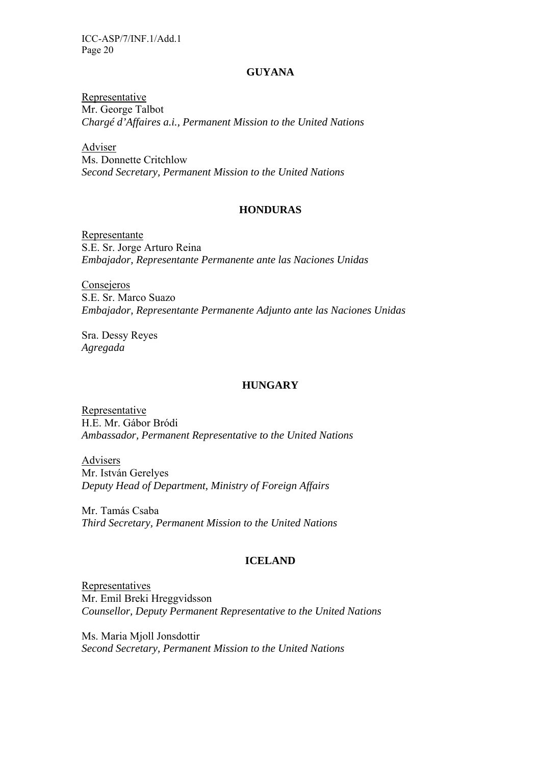**GUYANA**

Representative
Mr. George Talbot
*Chargé d'Affaires a.i., Permanent Mission to the United Nations*

Adviser
Ms. Donnette Critchlow
*Second Secretary, Permanent Mission to the United Nations*

**HONDURAS**

Representante
S.E. Sr. Jorge Arturo Reina
*Embajador, Representante Permanente ante las Naciones Unidas*

Consejeros
S.E. Sr. Marco Suazo
*Embajador, Representante Permanente Adjunto ante las Naciones Unidas*

Sra. Dessy Reyes
*Agregada*

**HUNGARY**

Representative
H.E. Mr. Gábor Bródi
*Ambassador, Permanent Representative to the United Nations*

Advisers
Mr. István Gerelyes
*Deputy Head of Department, Ministry of Foreign Affairs*

Mr. Tamás Csaba
*Third Secretary, Permanent Mission to the United Nations*

**ICELAND**

Representatives
Mr. Emil Breki Hreggvidsson
*Counsellor, Deputy Permanent Representative to the United Nations*

Ms. Maria Mjoll Jonsdottir
*Second Secretary, Permanent Mission to the United Nations*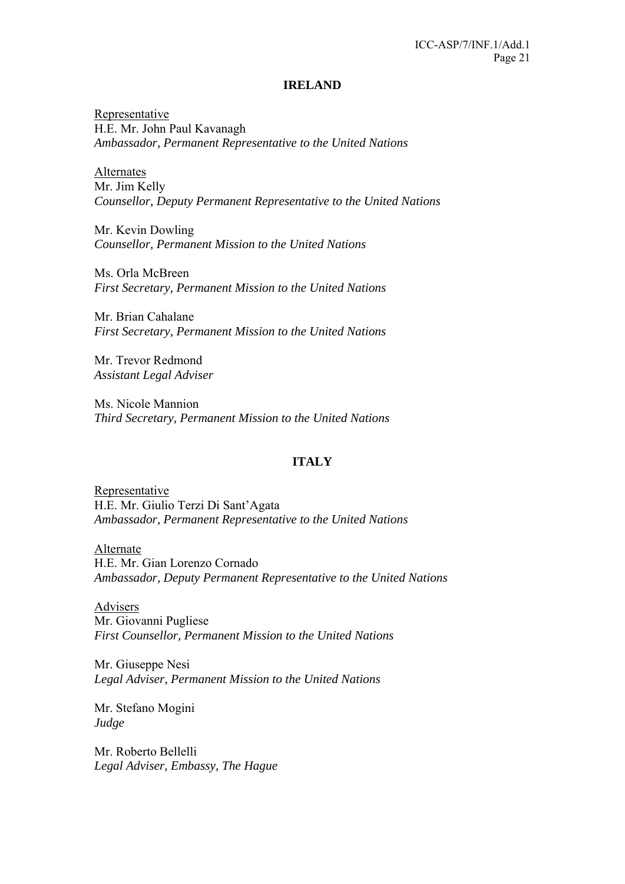**IRELAND**

Representative
H.E. Mr. John Paul Kavanagh
*Ambassador, Permanent Representative to the United Nations*

Alternates
Mr. Jim Kelly
*Counsellor, Deputy Permanent Representative to the United Nations*

Mr. Kevin Dowling
*Counsellor, Permanent Mission to the United Nations*

Ms. Orla McBreen
*First Secretary, Permanent Mission to the United Nations*

Mr. Brian Cahalane
*First Secretary, Permanent Mission to the United Nations*

Mr. Trevor Redmond
*Assistant Legal Adviser*

Ms. Nicole Mannion
*Third Secretary, Permanent Mission to the United Nations*

**ITALY**

Representative
H.E. Mr. Giulio Terzi Di Sant'Agata
*Ambassador, Permanent Representative to the United Nations*

Alternate
H.E. Mr. Gian Lorenzo Cornado
*Ambassador, Deputy Permanent Representative to the United Nations*

Advisers
Mr. Giovanni Pugliese
*First Counsellor, Permanent Mission to the United Nations*

Mr. Giuseppe Nesi
*Legal Adviser, Permanent Mission to the United Nations*

Mr. Stefano Mogini
*Judge*

Mr. Roberto Bellelli
*Legal Adviser, Embassy, The Hague*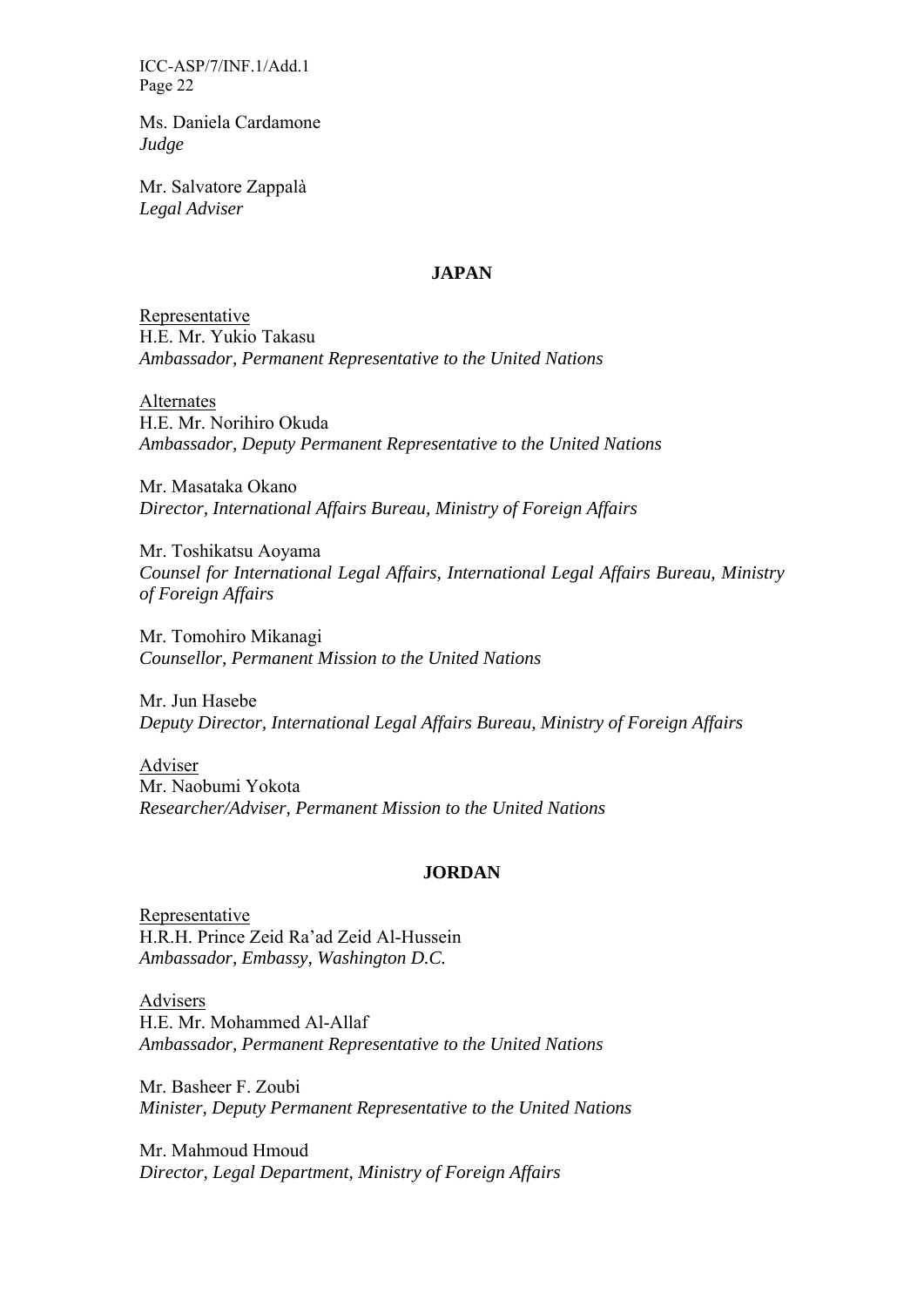Ms. Daniela Cardamone
*Judge*

Mr. Salvatore Zappalà
*Legal Adviser*

**JAPAN**

Representative
H.E. Mr. Yukio Takasu
*Ambassador, Permanent Representative to the United Nations*

Alternates
H.E. Mr. Norihiro Okuda
*Ambassador, Deputy Permanent Representative to the United Nations*

Mr. Masataka Okano
*Director, International Affairs Bureau, Ministry of Foreign Affairs*

Mr. Toshikatsu Aoyama
*Counsel for International Legal Affairs, International Legal Affairs Bureau, Ministry of Foreign Affairs*

Mr. Tomohiro Mikanagi
*Counsellor, Permanent Mission to the United Nations*

Mr. Jun Hasebe
*Deputy Director, International Legal Affairs Bureau, Ministry of Foreign Affairs*

Adviser
Mr. Naobumi Yokota
*Researcher/Adviser, Permanent Mission to the United Nations*

**JORDAN**

Representative
H.R.H. Prince Zeid Ra'ad Zeid Al-Hussein
*Ambassador, Embassy, Washington D.C.*

Advisers
H.E. Mr. Mohammed Al-Allaf
*Ambassador, Permanent Representative to the United Nations*

Mr. Basheer F. Zoubi
*Minister, Deputy Permanent Representative to the United Nations*

Mr. Mahmoud Hmoud
*Director, Legal Department, Ministry of Foreign Affairs*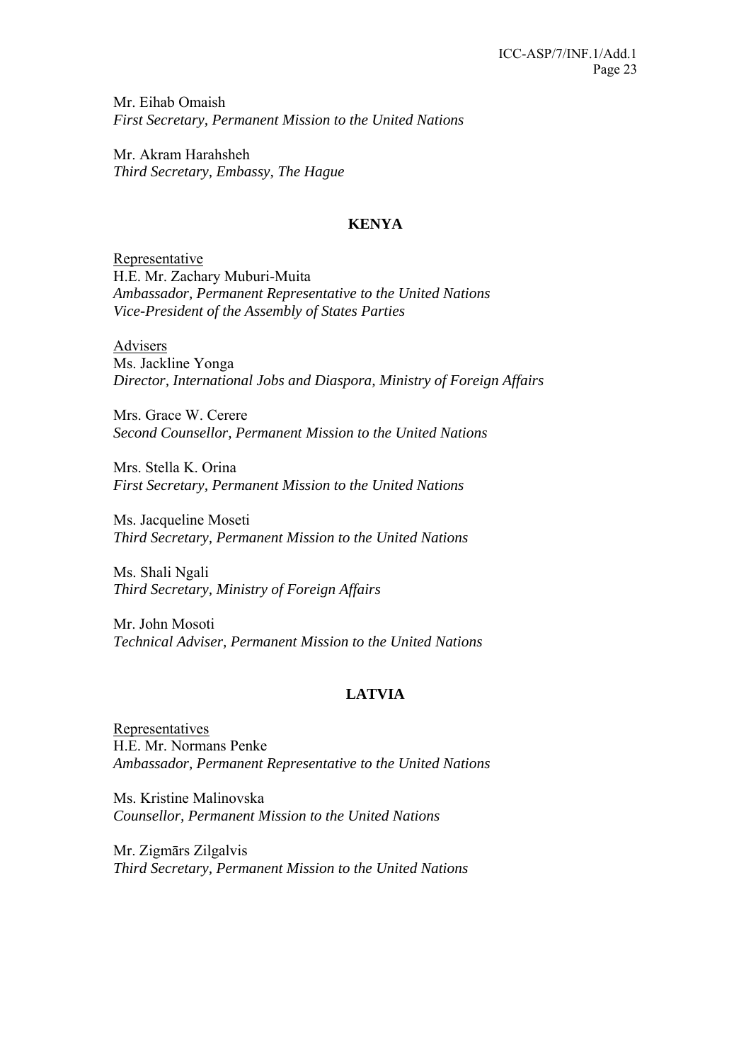Mr. Eihab Omaish
*First Secretary, Permanent Mission to the United Nations*

Mr. Akram Harahsheh
*Third Secretary, Embassy, The Hague*

## KENYA

Representative
H.E. Mr. Zachary Muburi-Muita
*Ambassador, Permanent Representative to the United Nations*
*Vice-President of the Assembly of States Parties*

Advisers
Ms. Jackline Yonga
*Director, International Jobs and Diaspora, Ministry of Foreign Affairs*

Mrs. Grace W. Cerere
*Second Counsellor, Permanent Mission to the United Nations*

Mrs. Stella K. Orina
*First Secretary, Permanent Mission to the United Nations*

Ms. Jacqueline Moseti
*Third Secretary, Permanent Mission to the United Nations*

Ms. Shali Ngali
*Third Secretary, Ministry of Foreign Affairs*

Mr. John Mosoti
*Technical Adviser, Permanent Mission to the United Nations*

## LATVIA

Representatives
H.E. Mr. Normans Penke
*Ambassador, Permanent Representative to the United Nations*

Ms. Kristine Malinovska
*Counsellor, Permanent Mission to the United Nations*

Mr. Zigmārs Zilgalvis
*Third Secretary, Permanent Mission to the United Nations*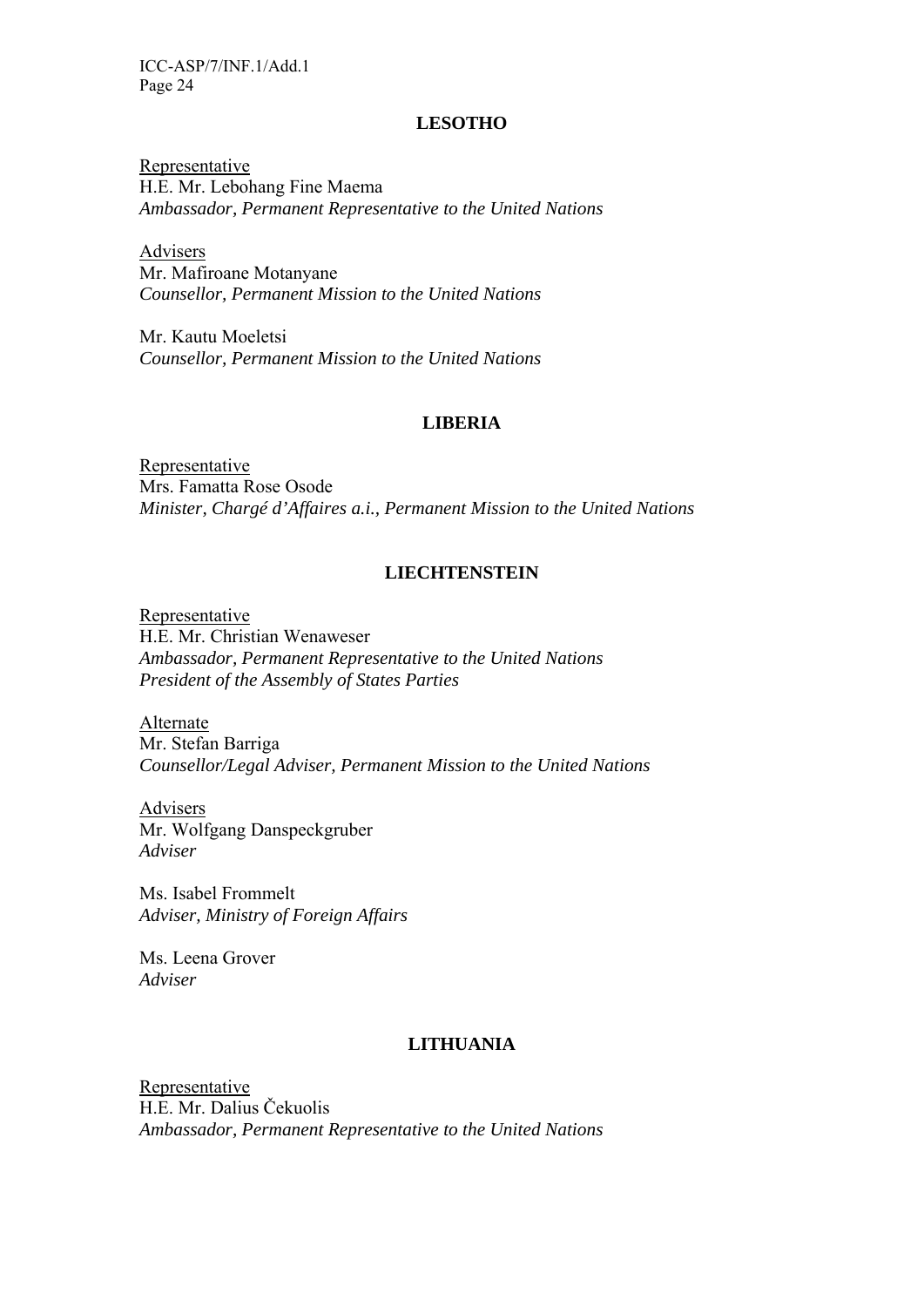## LESOTHO

Representative
H.E. Mr. Lebohang Fine Maema
*Ambassador, Permanent Representative to the United Nations*

Advisers
Mr. Mafiroane Motanyane
*Counsellor, Permanent Mission to the United Nations*

Mr. Kautu Moeletsi
*Counsellor, Permanent Mission to the United Nations*

## LIBERIA

Representative
Mrs. Famatta Rose Osode
*Minister, Chargé d'Affaires a.i., Permanent Mission to the United Nations*

## LIECHTENSTEIN

Representative
H.E. Mr. Christian Wenaweser
*Ambassador, Permanent Representative to the United Nations*
*President of the Assembly of States Parties*

Alternate
Mr. Stefan Barriga
*Counsellor/Legal Adviser, Permanent Mission to the United Nations*

Advisers
Mr. Wolfgang Danspeckgruber
*Adviser*

Ms. Isabel Frommelt
*Adviser, Ministry of Foreign Affairs*

Ms. Leena Grover
*Adviser*

## LITHUANIA

Representative
H.E. Mr. Dalius Čekuolis
*Ambassador, Permanent Representative to the United Nations*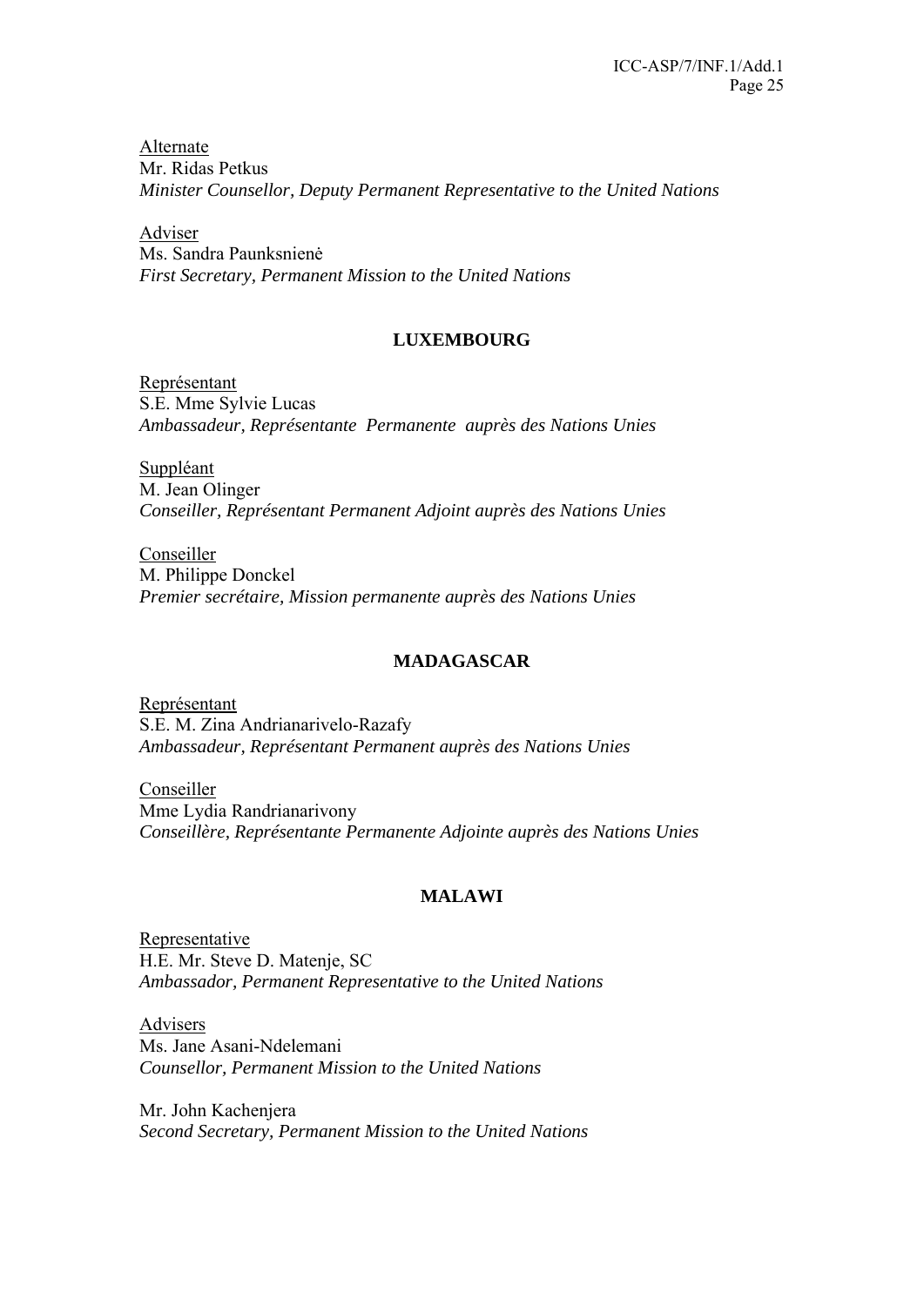Alternate
Mr. Ridas Petkus
*Minister Counsellor, Deputy Permanent Representative to the United Nations*

Adviser
Ms. Sandra Paunksnienė
*First Secretary, Permanent Mission to the United Nations*

**LUXEMBOURG**

Représentant
S.E. Mme Sylvie Lucas
*Ambassadeur, Représentante Permanente auprès des Nations Unies*

Suppléant
M. Jean Olinger
*Conseiller, Représentant Permanent Adjoint auprès des Nations Unies*

Conseiller
M. Philippe Donckel
*Premier secrétaire, Mission permanente auprès des Nations Unies*

**MADAGASCAR**

Représentant
S.E. M. Zina Andrianarivelo-Razafy
*Ambassadeur, Représentant Permanent auprès des Nations Unies*

Conseiller
Mme Lydia Randrianarivony
*Conseillère, Représentante Permanente Adjointe auprès des Nations Unies*

**MALAWI**

Representative
H.E. Mr. Steve D. Matenje, SC
*Ambassador, Permanent Representative to the United Nations*

Advisers
Ms. Jane Asani-Ndelemani
*Counsellor, Permanent Mission to the United Nations*

Mr. John Kachenjera
*Second Secretary, Permanent Mission to the United Nations*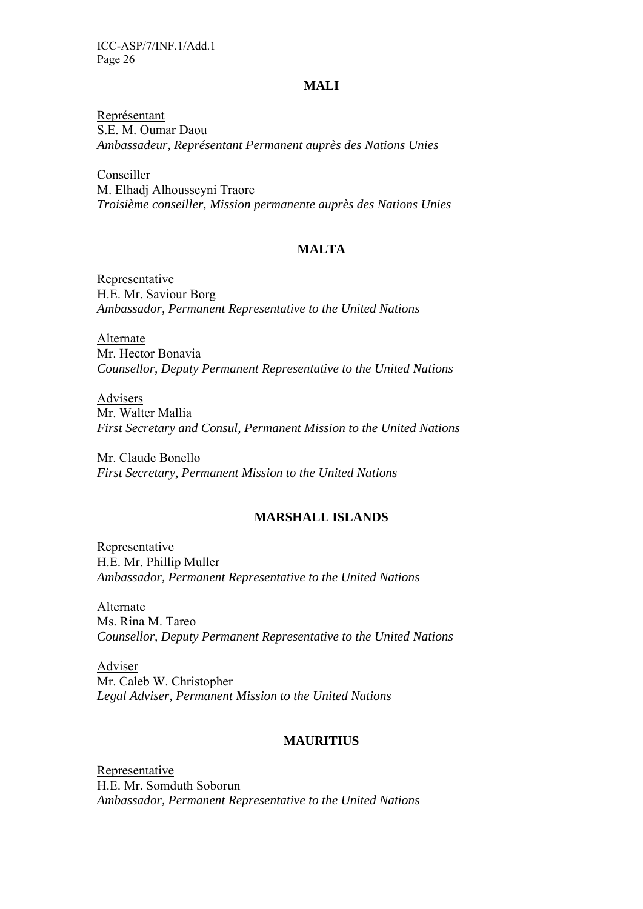## MALI

Représentant
S.E. M. Oumar Daou
*Ambassadeur, Représentant Permanent auprès des Nations Unies*

Conseiller
M. Elhadj Alhousseyni Traore
*Troisième conseiller, Mission permanente auprès des Nations Unies*

## MALTA

Representative
H.E. Mr. Saviour Borg
*Ambassador, Permanent Representative to the United Nations*

Alternate
Mr. Hector Bonavia
*Counsellor, Deputy Permanent Representative to the United Nations*

Advisers
Mr. Walter Mallia
*First Secretary and Consul, Permanent Mission to the United Nations*

Mr. Claude Bonello
*First Secretary, Permanent Mission to the United Nations*

## MARSHALL ISLANDS

Representative
H.E. Mr. Phillip Muller
*Ambassador, Permanent Representative to the United Nations*

Alternate
Ms. Rina M. Tareo
*Counsellor, Deputy Permanent Representative to the United Nations*

Adviser
Mr. Caleb W. Christopher
*Legal Adviser, Permanent Mission to the United Nations*

## MAURITIUS

Representative
H.E. Mr. Somduth Soborun
*Ambassador, Permanent Representative to the United Nations*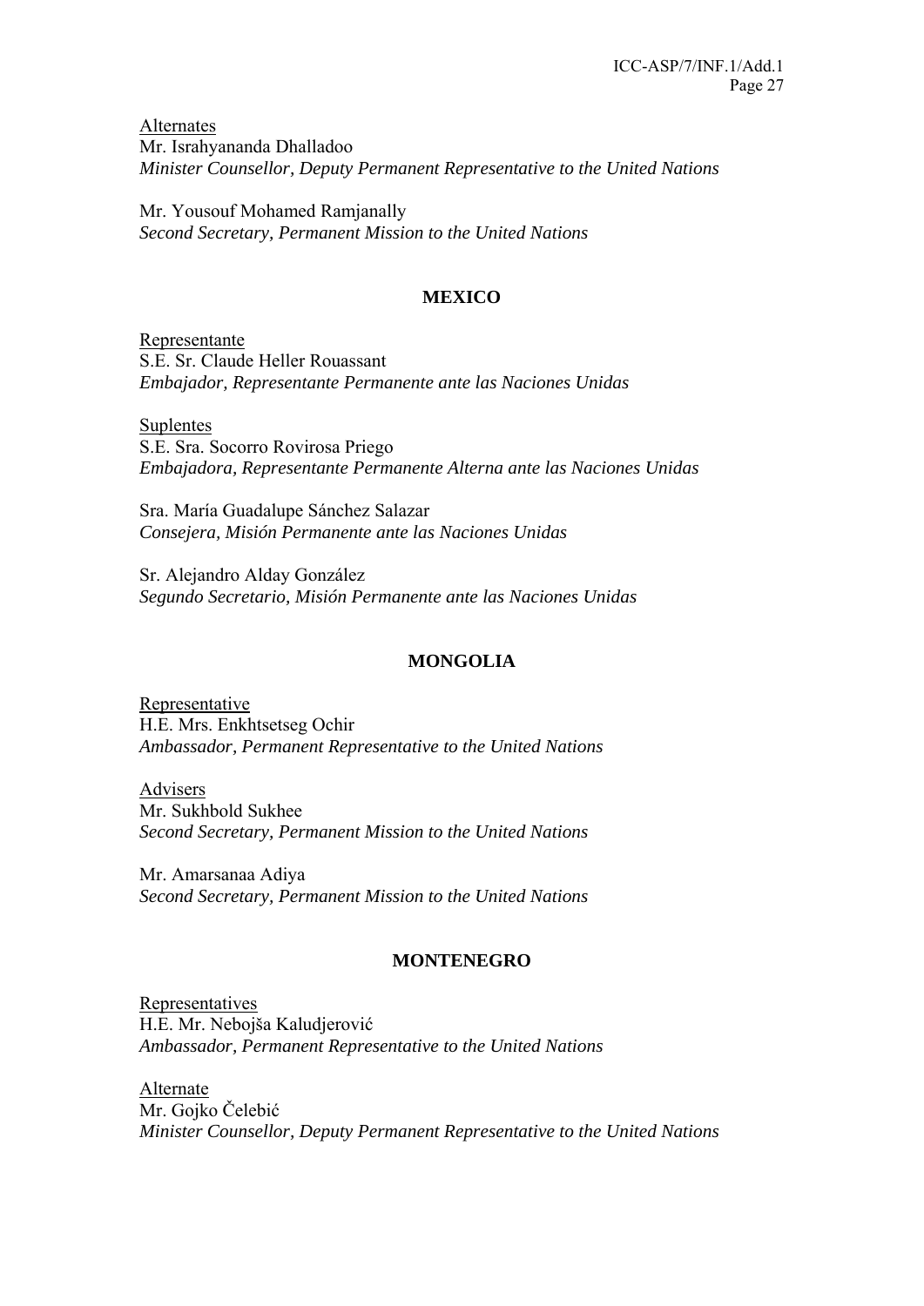Alternates
Mr. Israhyananda Dhalladoo
*Minister Counsellor, Deputy Permanent Representative to the United Nations*

Mr. Yousouf Mohamed Ramjanally
*Second Secretary, Permanent Mission to the United Nations*

## MEXICO

Representante
S.E. Sr. Claude Heller Rouassant
*Embajador, Representante Permanente ante las Naciones Unidas*

Suplentes
S.E. Sra. Socorro Rovirosa Priego
*Embajadora, Representante Permanente Alterna ante las Naciones Unidas*

Sra. María Guadalupe Sánchez Salazar
*Consejera, Misión Permanente ante las Naciones Unidas*

Sr. Alejandro Alday González
*Segundo Secretario, Misión Permanente ante las Naciones Unidas*

## MONGOLIA

Representative
H.E. Mrs. Enkhtsetseg Ochir
*Ambassador, Permanent Representative to the United Nations*

Advisers
Mr. Sukhbold Sukhee
*Second Secretary, Permanent Mission to the United Nations*

Mr. Amarsanaa Adiya
*Second Secretary, Permanent Mission to the United Nations*

## MONTENEGRO

Representatives
H.E. Mr. Nebojša Kaludjerović
*Ambassador, Permanent Representative to the United Nations*

Alternate
Mr. Gojko Čelebić
*Minister Counsellor, Deputy Permanent Representative to the United Nations*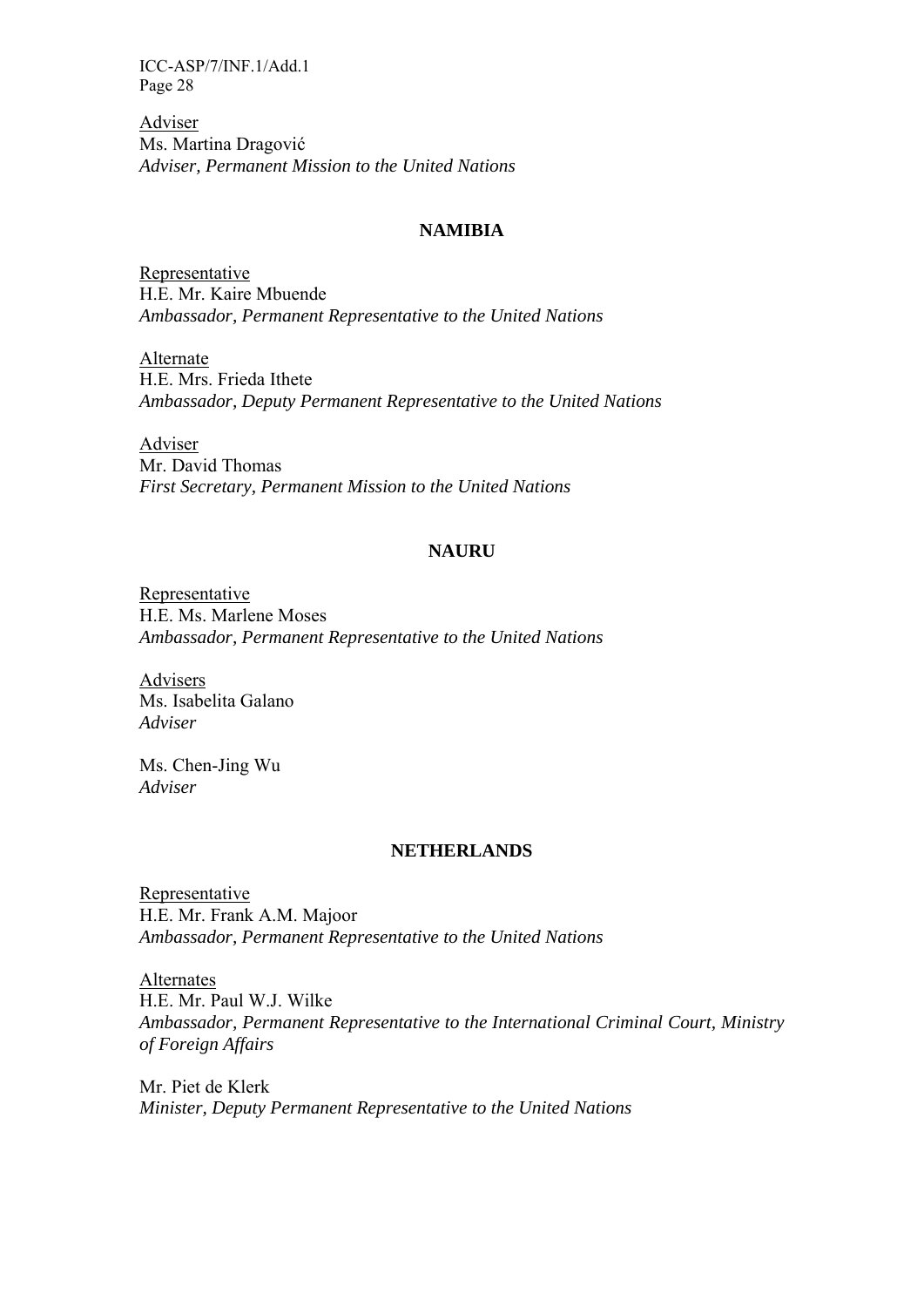Adviser
Ms. Martina Dragović
*Adviser, Permanent Mission to the United Nations*

**NAMIBIA**

Representative
H.E. Mr. Kaire Mbuende
*Ambassador, Permanent Representative to the United Nations*

Alternate
H.E. Mrs. Frieda Ithete
*Ambassador, Deputy Permanent Representative to the United Nations*

Adviser
Mr. David Thomas
*First Secretary, Permanent Mission to the United Nations*

**NAURU**

Representative
H.E. Ms. Marlene Moses
*Ambassador, Permanent Representative to the United Nations*

Advisers
Ms. Isabelita Galano
*Adviser*

Ms. Chen-Jing Wu
*Adviser*

**NETHERLANDS**

Representative
H.E. Mr. Frank A.M. Majoor
*Ambassador, Permanent Representative to the United Nations*

Alternates
H.E. Mr. Paul W.J. Wilke
*Ambassador, Permanent Representative to the International Criminal Court, Ministry of Foreign Affairs*

Mr. Piet de Klerk
*Minister, Deputy Permanent Representative to the United Nations*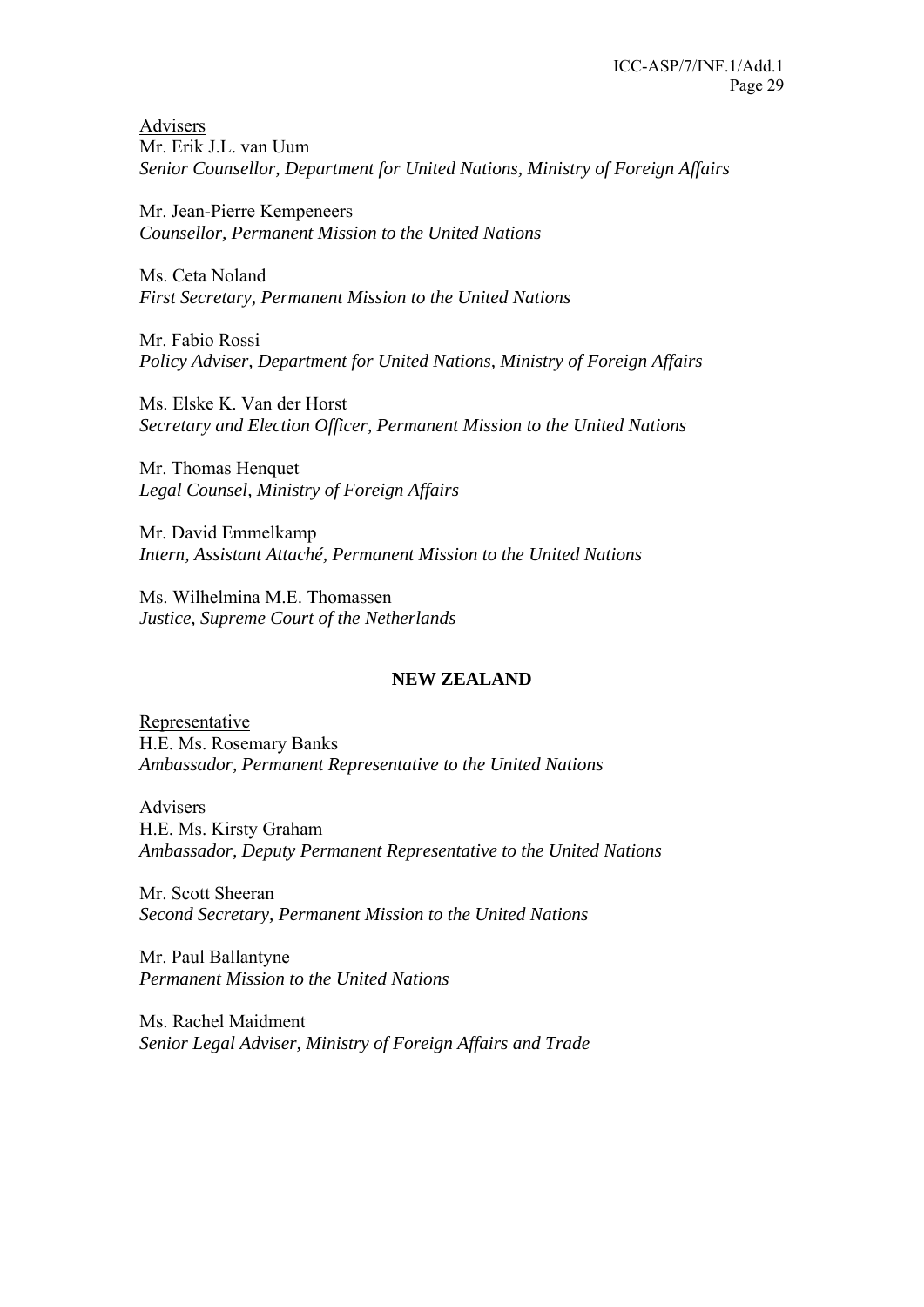Advisers

Mr. Erik J.L. van Uum
*Senior Counsellor, Department for United Nations, Ministry of Foreign Affairs*

Mr. Jean-Pierre Kempeneers
*Counsellor, Permanent Mission to the United Nations*

Ms. Ceta Noland
*First Secretary, Permanent Mission to the United Nations*

Mr. Fabio Rossi
*Policy Adviser, Department for United Nations, Ministry of Foreign Affairs*

Ms. Elske K. Van der Horst
*Secretary and Election Officer, Permanent Mission to the United Nations*

Mr. Thomas Henquet
*Legal Counsel, Ministry of Foreign Affairs*

Mr. David Emmelkamp
*Intern, Assistant Attaché, Permanent Mission to the United Nations*

Ms. Wilhelmina M.E. Thomassen
*Justice, Supreme Court of the Netherlands*

**NEW ZEALAND**

Representative

H.E. Ms. Rosemary Banks
*Ambassador, Permanent Representative to the United Nations*

Advisers

H.E. Ms. Kirsty Graham
*Ambassador, Deputy Permanent Representative to the United Nations*

Mr. Scott Sheeran
*Second Secretary, Permanent Mission to the United Nations*

Mr. Paul Ballantyne
*Permanent Mission to the United Nations*

Ms. Rachel Maidment
*Senior Legal Adviser, Ministry of Foreign Affairs and Trade*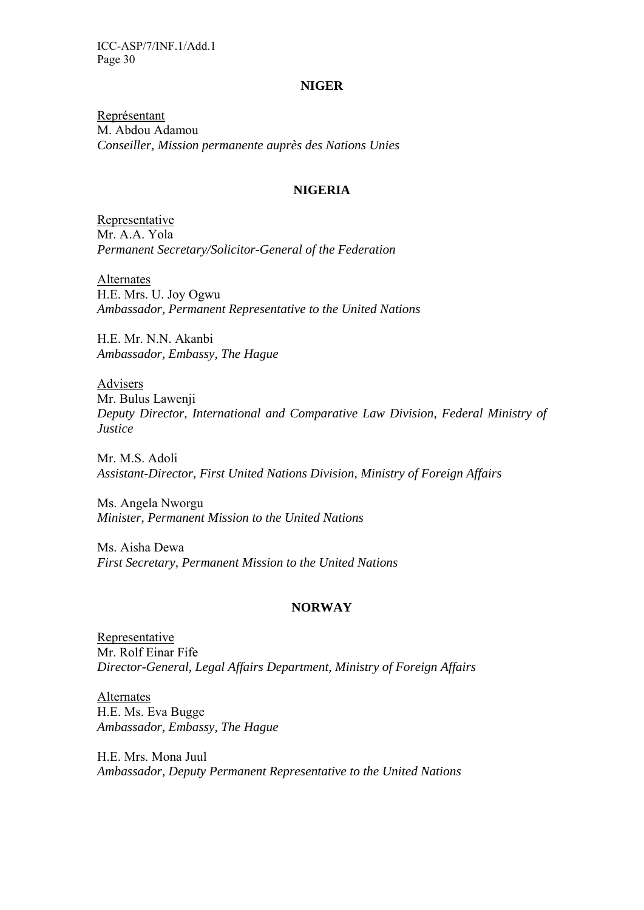## NIGER

Représentant
M. Abdou Adamou
*Conseiller, Mission permanente auprès des Nations Unies*

## NIGERIA

Representative
Mr. A.A. Yola
*Permanent Secretary/Solicitor-General of the Federation*

Alternates
H.E. Mrs. U. Joy Ogwu
*Ambassador, Permanent Representative to the United Nations*

H.E. Mr. N.N. Akanbi
*Ambassador, Embassy, The Hague*

Advisers
Mr. Bulus Lawenji
*Deputy Director, International and Comparative Law Division, Federal Ministry of Justice*

Mr. M.S. Adoli
*Assistant-Director, First United Nations Division, Ministry of Foreign Affairs*

Ms. Angela Nworgu
*Minister, Permanent Mission to the United Nations*

Ms. Aisha Dewa
*First Secretary, Permanent Mission to the United Nations*

## NORWAY

Representative
Mr. Rolf Einar Fife
*Director-General, Legal Affairs Department, Ministry of Foreign Affairs*

Alternates
H.E. Ms. Eva Bugge
*Ambassador, Embassy, The Hague*

H.E. Mrs. Mona Juul
*Ambassador, Deputy Permanent Representative to the United Nations*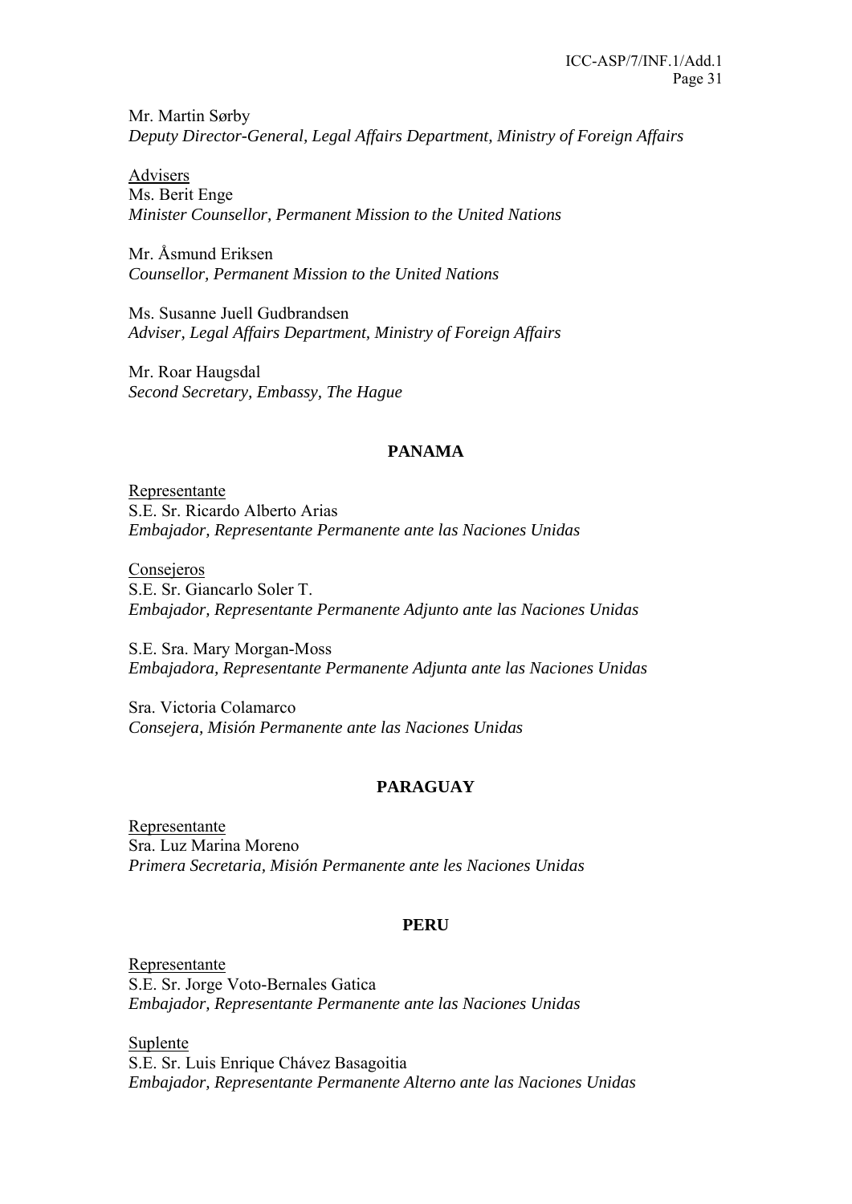Mr. Martin Sørby
*Deputy Director-General, Legal Affairs Department, Ministry of Foreign Affairs*

<u>Advisers</u>
Ms. Berit Enge
*Minister Counsellor, Permanent Mission to the United Nations*

Mr. Åsmund Eriksen
*Counsellor, Permanent Mission to the United Nations*

Ms. Susanne Juell Gudbrandsen
*Adviser, Legal Affairs Department, Ministry of Foreign Affairs*

Mr. Roar Haugsdal
*Second Secretary, Embassy, The Hague*

**PANAMA**

<u>Representante</u>
S.E. Sr. Ricardo Alberto Arias
*Embajador, Representante Permanente ante las Naciones Unidas*

<u>Consejeros</u>
S.E. Sr. Giancarlo Soler T.
*Embajador, Representante Permanente Adjunto ante las Naciones Unidas*

S.E. Sra. Mary Morgan-Moss
*Embajadora, Representante Permanente Adjunta ante las Naciones Unidas*

Sra. Victoria Colamarco
*Consejera, Misión Permanente ante las Naciones Unidas*

**PARAGUAY**

<u>Representante</u>
Sra. Luz Marina Moreno
*Primera Secretaria, Misión Permanente ante les Naciones Unidas*

**PERU**

<u>Representante</u>
S.E. Sr. Jorge Voto-Bernales Gatica
*Embajador, Representante Permanente ante las Naciones Unidas*

<u>Suplente</u>
S.E. Sr. Luis Enrique Chávez Basagoitia
*Embajador, Representante Permanente Alterno ante las Naciones Unidas*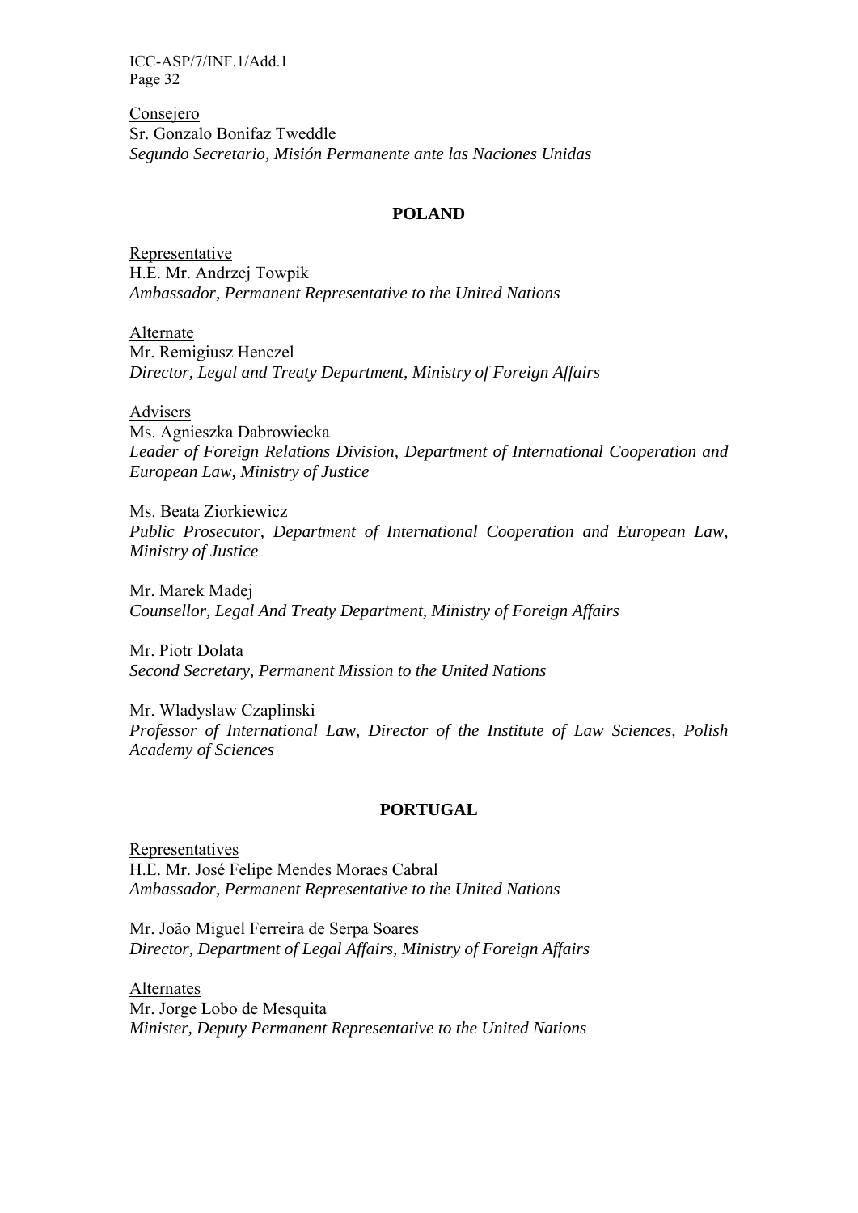Consejero
Sr. Gonzalo Bonifaz Tweddle
*Segundo Secretario, Misión Permanente ante las Naciones Unidas*

**POLAND**

Representative
H.E. Mr. Andrzej Towpik
*Ambassador, Permanent Representative to the United Nations*

Alternate
Mr. Remigiusz Henczel
*Director, Legal and Treaty Department, Ministry of Foreign Affairs*

Advisers
Ms. Agnieszka Dabrowiecka
*Leader of Foreign Relations Division, Department of International Cooperation and European Law, Ministry of Justice*

Ms. Beata Ziorkiewicz
*Public Prosecutor, Department of International Cooperation and European Law, Ministry of Justice*

Mr. Marek Madej
*Counsellor, Legal And Treaty Department, Ministry of Foreign Affairs*

Mr. Piotr Dolata
*Second Secretary, Permanent Mission to the United Nations*

Mr. Wladyslaw Czaplinski
*Professor of International Law, Director of the Institute of Law Sciences, Polish Academy of Sciences*

**PORTUGAL**

Representatives
H.E. Mr. José Felipe Mendes Moraes Cabral
*Ambassador, Permanent Representative to the United Nations*

Mr. João Miguel Ferreira de Serpa Soares
*Director, Department of Legal Affairs, Ministry of Foreign Affairs*

Alternates
Mr. Jorge Lobo de Mesquita
*Minister, Deputy Permanent Representative to the United Nations*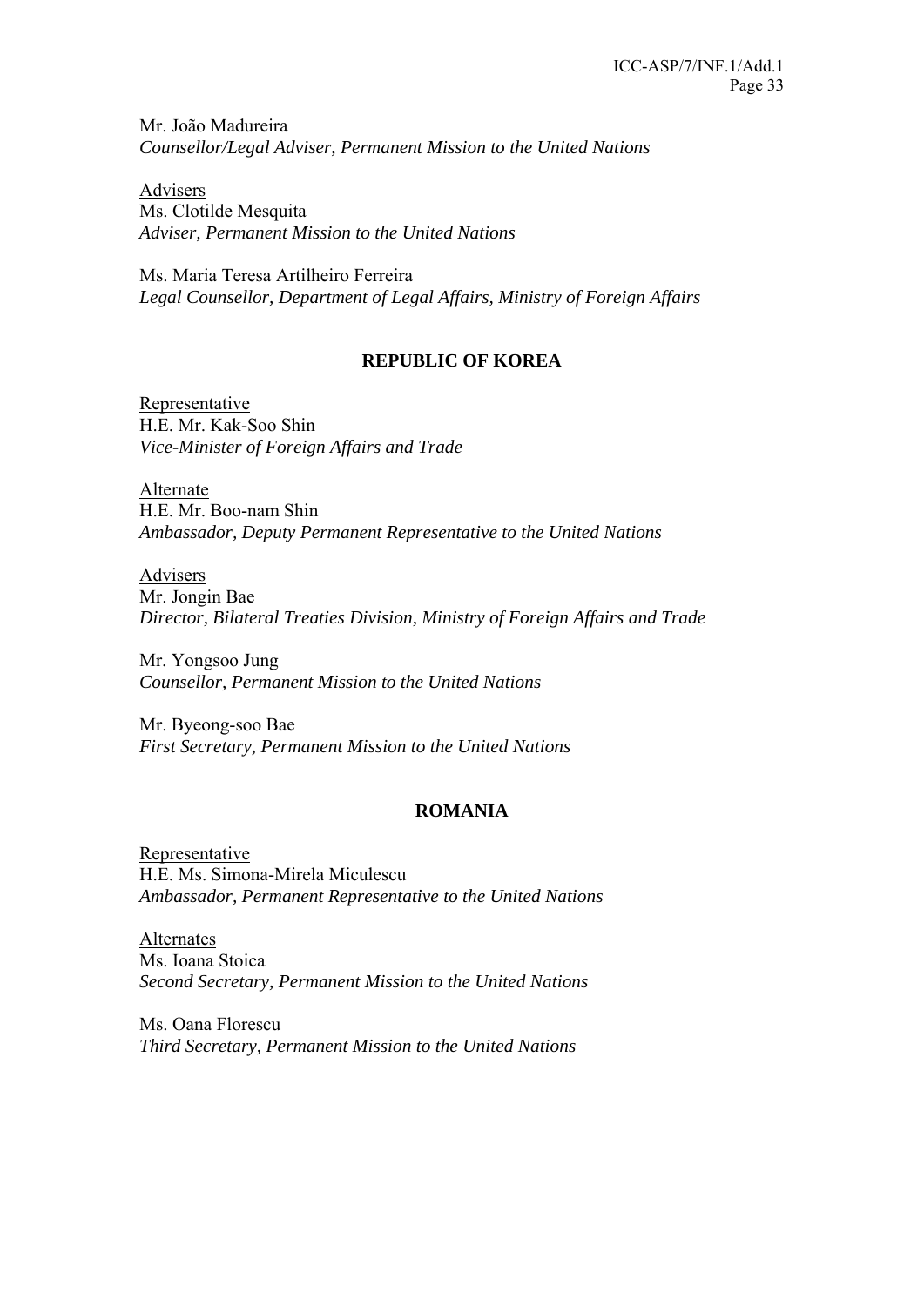Mr. João Madureira
*Counsellor/Legal Adviser, Permanent Mission to the United Nations*

Advisers
Ms. Clotilde Mesquita
*Adviser, Permanent Mission to the United Nations*

Ms. Maria Teresa Artilheiro Ferreira
*Legal Counsellor, Department of Legal Affairs, Ministry of Foreign Affairs*

## REPUBLIC OF KOREA

Representative
H.E. Mr. Kak-Soo Shin
*Vice-Minister of Foreign Affairs and Trade*

Alternate
H.E. Mr. Boo-nam Shin
*Ambassador, Deputy Permanent Representative to the United Nations*

Advisers
Mr. Jongin Bae
*Director, Bilateral Treaties Division, Ministry of Foreign Affairs and Trade*

Mr. Yongsoo Jung
*Counsellor, Permanent Mission to the United Nations*

Mr. Byeong-soo Bae
*First Secretary, Permanent Mission to the United Nations*

## ROMANIA

Representative
H.E. Ms. Simona-Mirela Miculescu
*Ambassador, Permanent Representative to the United Nations*

Alternates
Ms. Ioana Stoica
*Second Secretary, Permanent Mission to the United Nations*

Ms. Oana Florescu
*Third Secretary, Permanent Mission to the United Nations*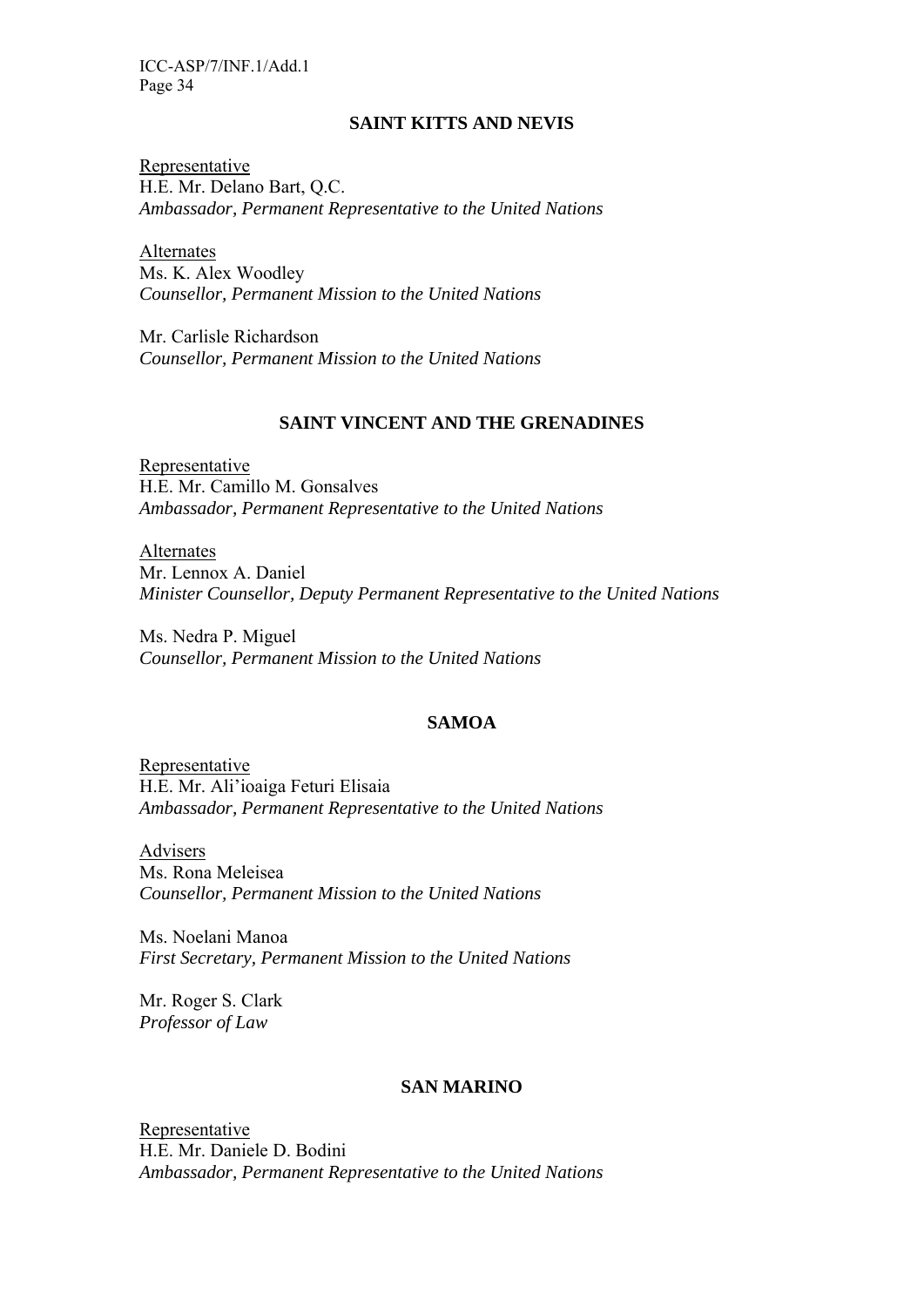## SAINT KITTS AND NEVIS

Representative
H.E. Mr. Delano Bart, Q.C.
*Ambassador, Permanent Representative to the United Nations*

Alternates
Ms. K. Alex Woodley
*Counsellor, Permanent Mission to the United Nations*

Mr. Carlisle Richardson
*Counsellor, Permanent Mission to the United Nations*

## SAINT VINCENT AND THE GRENADINES

Representative
H.E. Mr. Camillo M. Gonsalves
*Ambassador, Permanent Representative to the United Nations*

Alternates
Mr. Lennox A. Daniel
*Minister Counsellor, Deputy Permanent Representative to the United Nations*

Ms. Nedra P. Miguel
*Counsellor, Permanent Mission to the United Nations*

## SAMOA

Representative
H.E. Mr. Ali'ioaiga Feturi Elisaia
*Ambassador, Permanent Representative to the United Nations*

Advisers
Ms. Rona Meleisea
*Counsellor, Permanent Mission to the United Nations*

Ms. Noelani Manoa
*First Secretary, Permanent Mission to the United Nations*

Mr. Roger S. Clark
*Professor of Law*

## SAN MARINO

Representative
H.E. Mr. Daniele D. Bodini
*Ambassador, Permanent Representative to the United Nations*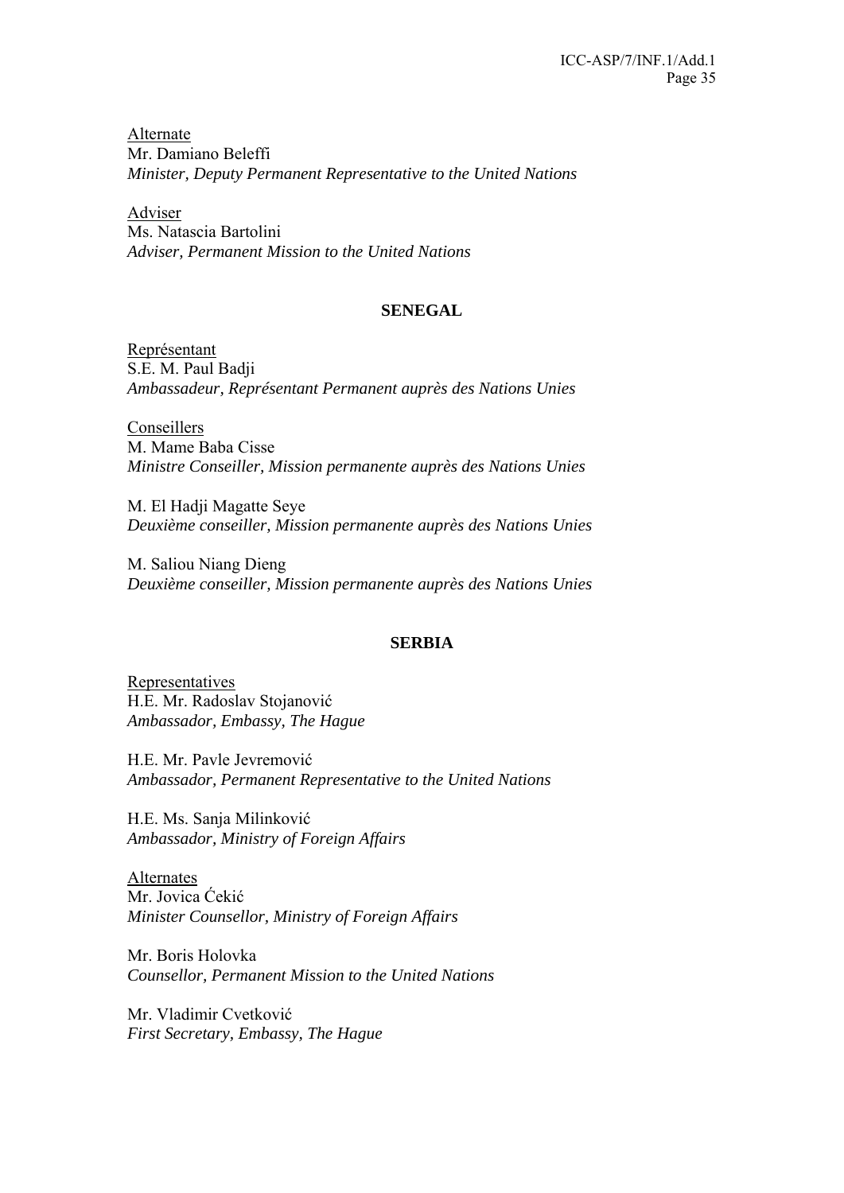Alternate
Mr. Damiano Beleffi
*Minister, Deputy Permanent Representative to the United Nations*

Adviser
Ms. Natascia Bartolini
*Adviser, Permanent Mission to the United Nations*

**SENEGAL**

Représentant
S.E. M. Paul Badji
*Ambassadeur, Représentant Permanent auprès des Nations Unies*

Conseillers
M. Mame Baba Cisse
*Ministre Conseiller, Mission permanente auprès des Nations Unies*

M. El Hadji Magatte Seye
*Deuxième conseiller, Mission permanente auprès des Nations Unies*

M. Saliou Niang Dieng
*Deuxième conseiller, Mission permanente auprès des Nations Unies*

**SERBIA**

Representatives
H.E. Mr. Radoslav Stojanović
*Ambassador, Embassy, The Hague*

H.E. Mr. Pavle Jevremović
*Ambassador, Permanent Representative to the United Nations*

H.E. Ms. Sanja Milinković
*Ambassador, Ministry of Foreign Affairs*

Alternates
Mr. Jovica Ćekić
*Minister Counsellor, Ministry of Foreign Affairs*

Mr. Boris Holovka
*Counsellor, Permanent Mission to the United Nations*

Mr. Vladimir Cvetković
*First Secretary, Embassy, The Hague*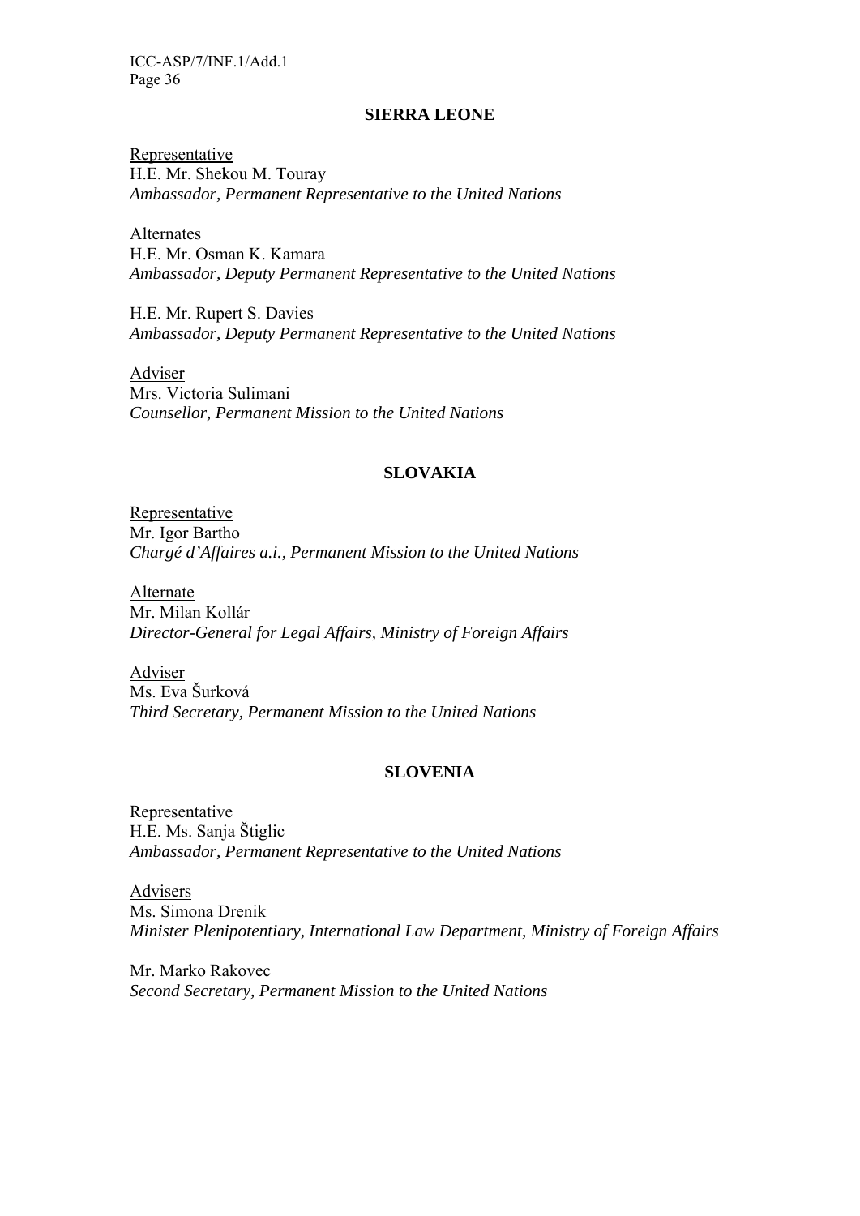## SIERRA LEONE

Representative
H.E. Mr. Shekou M. Touray
*Ambassador, Permanent Representative to the United Nations*

Alternates
H.E. Mr. Osman K. Kamara
*Ambassador, Deputy Permanent Representative to the United Nations*

H.E. Mr. Rupert S. Davies
*Ambassador, Deputy Permanent Representative to the United Nations*

Adviser
Mrs. Victoria Sulimani
*Counsellor, Permanent Mission to the United Nations*

## SLOVAKIA

Representative
Mr. Igor Bartho
*Chargé d'Affaires a.i., Permanent Mission to the United Nations*

Alternate
Mr. Milan Kollár
*Director-General for Legal Affairs, Ministry of Foreign Affairs*

Adviser
Ms. Eva Šurková
*Third Secretary, Permanent Mission to the United Nations*

## SLOVENIA

Representative
H.E. Ms. Sanja Štiglic
*Ambassador, Permanent Representative to the United Nations*

Advisers
Ms. Simona Drenik
*Minister Plenipotentiary, International Law Department, Ministry of Foreign Affairs*

Mr. Marko Rakovec
*Second Secretary, Permanent Mission to the United Nations*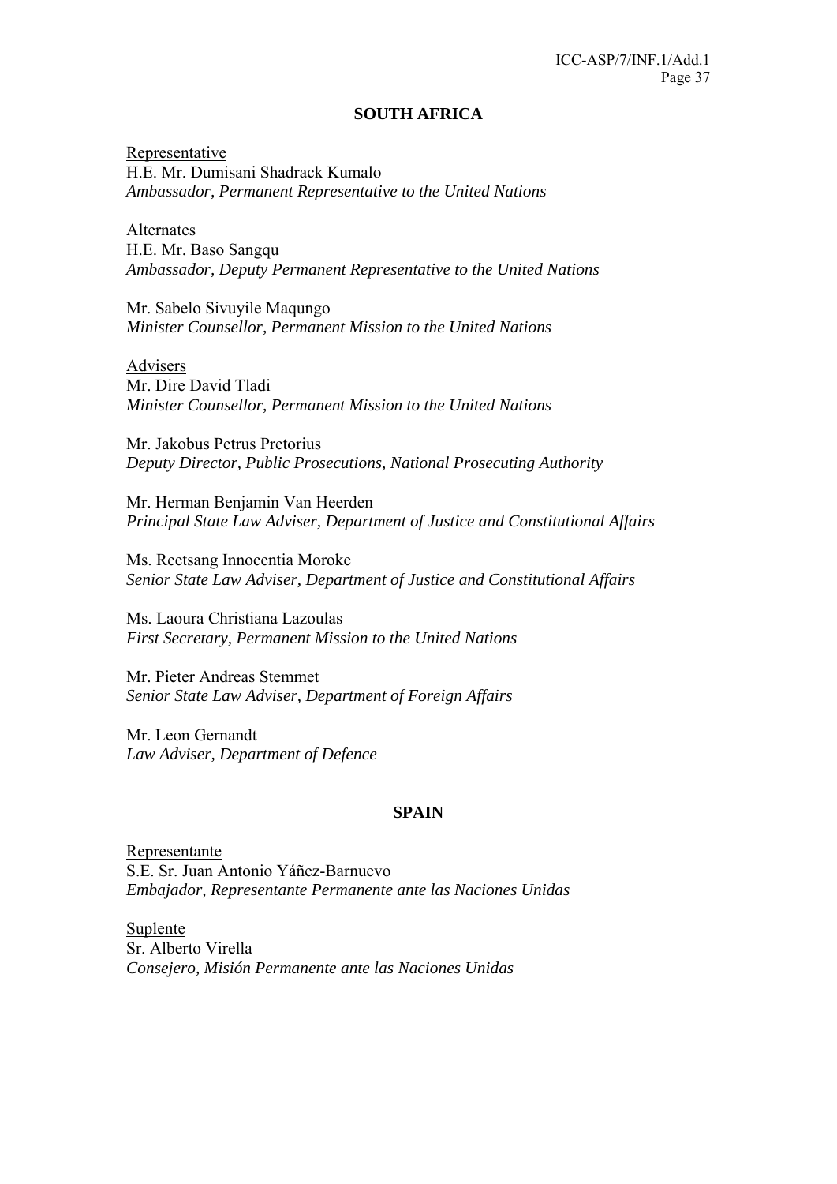## SOUTH AFRICA

Representative
H.E. Mr. Dumisani Shadrack Kumalo
*Ambassador, Permanent Representative to the United Nations*

Alternates
H.E. Mr. Baso Sangqu
*Ambassador, Deputy Permanent Representative to the United Nations*

Mr. Sabelo Sivuyile Maqungo
*Minister Counsellor, Permanent Mission to the United Nations*

Advisers
Mr. Dire David Tladi
*Minister Counsellor, Permanent Mission to the United Nations*

Mr. Jakobus Petrus Pretorius
*Deputy Director, Public Prosecutions, National Prosecuting Authority*

Mr. Herman Benjamin Van Heerden
*Principal State Law Adviser, Department of Justice and Constitutional Affairs*

Ms. Reetsang Innocentia Moroke
*Senior State Law Adviser, Department of Justice and Constitutional Affairs*

Ms. Laoura Christiana Lazoulas
*First Secretary, Permanent Mission to the United Nations*

Mr. Pieter Andreas Stemmet
*Senior State Law Adviser, Department of Foreign Affairs*

Mr. Leon Gernandt
*Law Adviser, Department of Defence*

## SPAIN

Representante
S.E. Sr. Juan Antonio Yáñez-Barnuevo
*Embajador, Representante Permanente ante las Naciones Unidas*

Suplente
Sr. Alberto Virella
*Consejero, Misión Permanente ante las Naciones Unidas*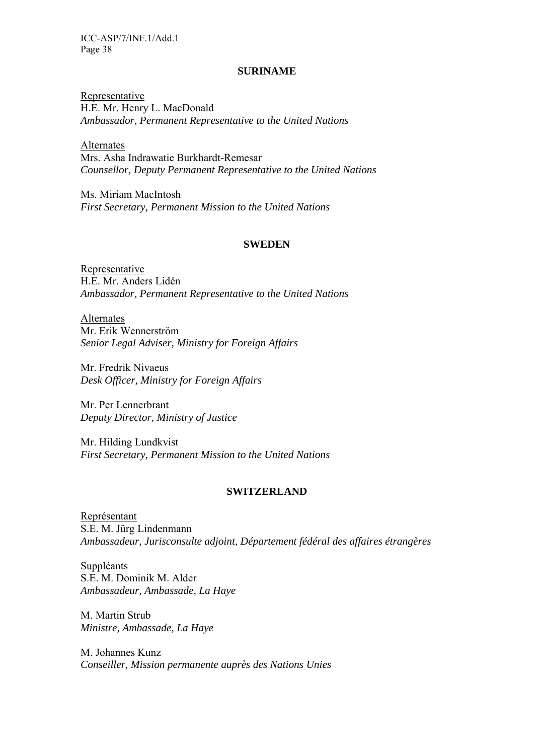## SURINAME

Representative
H.E. Mr. Henry L. MacDonald
*Ambassador, Permanent Representative to the United Nations*

Alternates
Mrs. Asha Indrawatie Burkhardt-Remesar
*Counsellor, Deputy Permanent Representative to the United Nations*

Ms. Miriam MacIntosh
*First Secretary, Permanent Mission to the United Nations*

## SWEDEN

Representative
H.E. Mr. Anders Lidén
*Ambassador, Permanent Representative to the United Nations*

Alternates
Mr. Erik Wennerström
*Senior Legal Adviser, Ministry for Foreign Affairs*

Mr. Fredrik Nivaeus
*Desk Officer, Ministry for Foreign Affairs*

Mr. Per Lennerbrant
*Deputy Director, Ministry of Justice*

Mr. Hilding Lundkvist
*First Secretary, Permanent Mission to the United Nations*

## SWITZERLAND

Représentant
S.E. M. Jürg Lindenmann
*Ambassadeur, Jurisconsulte adjoint, Département fédéral des affaires étrangères*

Suppléants
S.E. M. Dominik M. Alder
*Ambassadeur, Ambassade, La Haye*

M. Martin Strub
*Ministre, Ambassade, La Haye*

M. Johannes Kunz
*Conseiller, Mission permanente auprès des Nations Unies*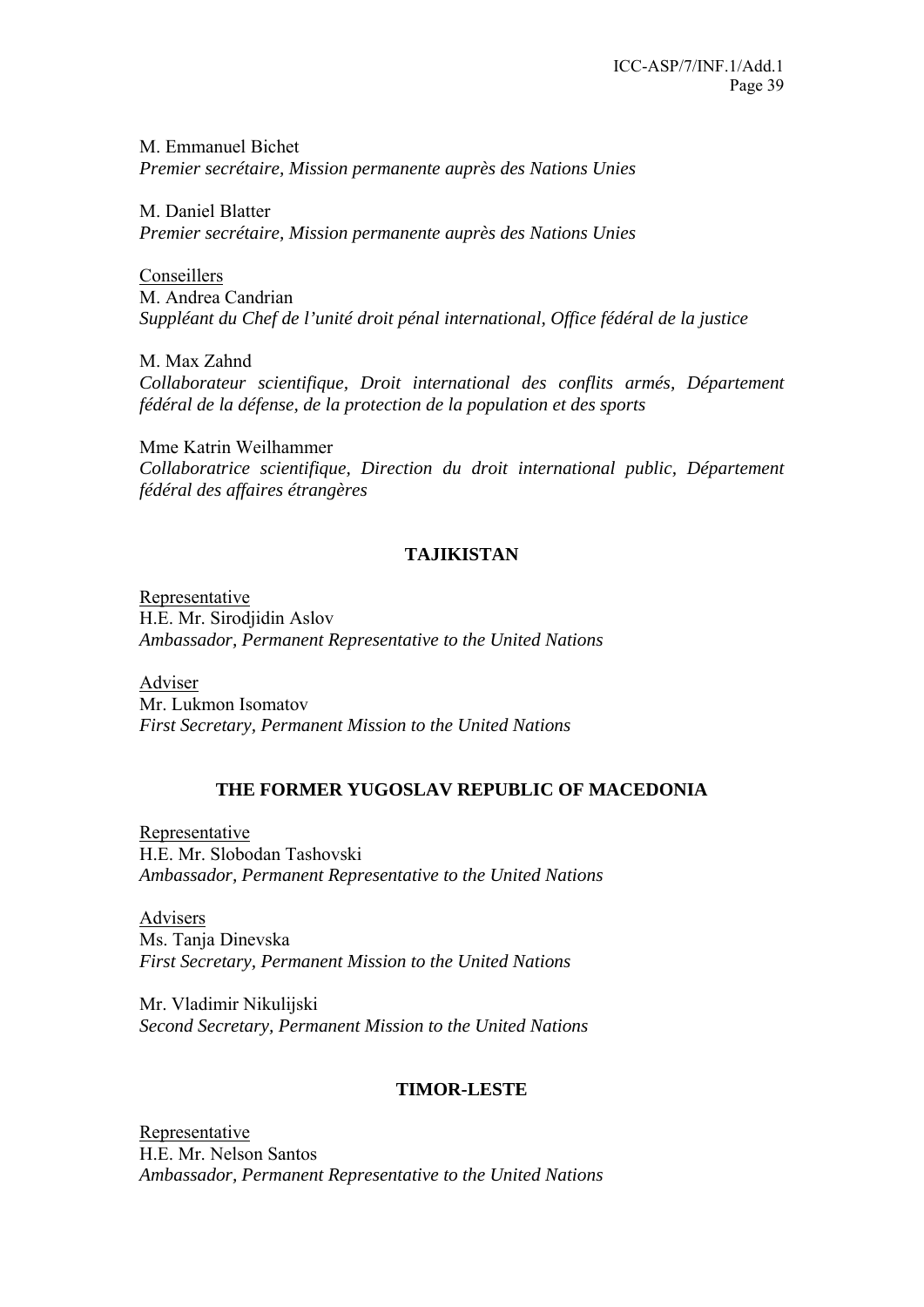M. Emmanuel Bichet
*Premier secrétaire, Mission permanente auprès des Nations Unies*

M. Daniel Blatter
*Premier secrétaire, Mission permanente auprès des Nations Unies*

Conseillers
M. Andrea Candrian
*Suppléant du Chef de l'unité droit pénal international, Office fédéral de la justice*

M. Max Zahnd
*Collaborateur scientifique, Droit international des conflits armés, Département fédéral de la défense, de la protection de la population et des sports*

Mme Katrin Weilhammer
*Collaboratrice scientifique, Direction du droit international public, Département fédéral des affaires étrangères*

**TAJIKISTAN**

Representative
H.E. Mr. Sirodjidin Aslov
*Ambassador, Permanent Representative to the United Nations*

Adviser
Mr. Lukmon Isomatov
*First Secretary, Permanent Mission to the United Nations*

**THE FORMER YUGOSLAV REPUBLIC OF MACEDONIA**

Representative
H.E. Mr. Slobodan Tashovski
*Ambassador, Permanent Representative to the United Nations*

Advisers
Ms. Tanja Dinevska
*First Secretary, Permanent Mission to the United Nations*

Mr. Vladimir Nikulijski
*Second Secretary, Permanent Mission to the United Nations*

**TIMOR-LESTE**

Representative
H.E. Mr. Nelson Santos
*Ambassador, Permanent Representative to the United Nations*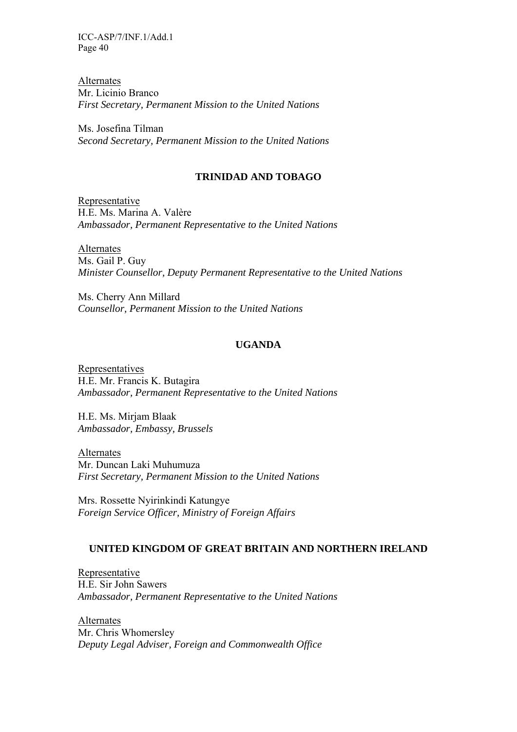Alternates

Mr. Licinio Branco
*First Secretary, Permanent Mission to the United Nations*

Ms. Josefina Tilman
*Second Secretary, Permanent Mission to the United Nations*

### TRINIDAD AND TOBAGO

Representative

H.E. Ms. Marina A. Valère
*Ambassador, Permanent Representative to the United Nations*

Alternates

Ms. Gail P. Guy
*Minister Counsellor, Deputy Permanent Representative to the United Nations*

Ms. Cherry Ann Millard
*Counsellor, Permanent Mission to the United Nations*

### UGANDA

Representatives

H.E. Mr. Francis K. Butagira
*Ambassador, Permanent Representative to the United Nations*

H.E. Ms. Mirjam Blaak
*Ambassador, Embassy, Brussels*

Alternates

Mr. Duncan Laki Muhumuza
*First Secretary, Permanent Mission to the United Nations*

Mrs. Rossette Nyirinkindi Katungye
*Foreign Service Officer, Ministry of Foreign Affairs*

### UNITED KINGDOM OF GREAT BRITAIN AND NORTHERN IRELAND

Representative

H.E. Sir John Sawers
*Ambassador, Permanent Representative to the United Nations*

Alternates

Mr. Chris Whomersley
*Deputy Legal Adviser, Foreign and Commonwealth Office*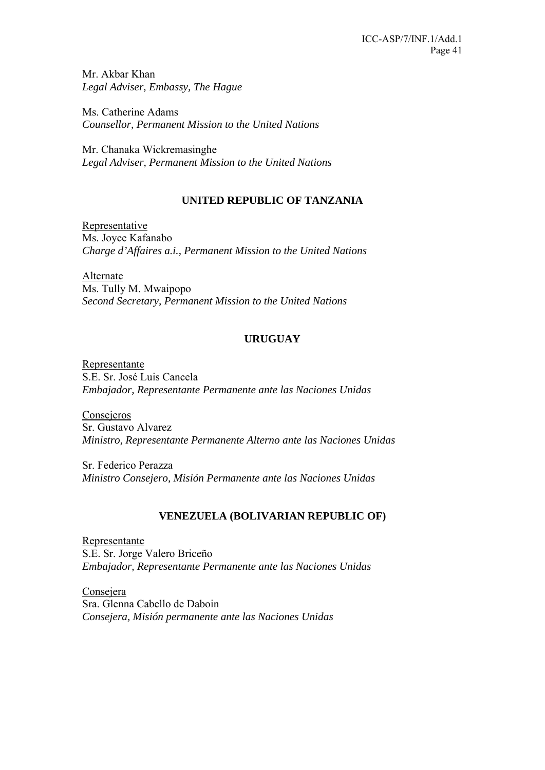Mr. Akbar Khan
*Legal Adviser, Embassy, The Hague*

Ms. Catherine Adams
*Counsellor, Permanent Mission to the United Nations*

Mr. Chanaka Wickremasinghe
*Legal Adviser, Permanent Mission to the United Nations*

## UNITED REPUBLIC OF TANZANIA

<u>Representative</u>
Ms. Joyce Kafanabo
*Charge d'Affaires a.i., Permanent Mission to the United Nations*

<u>Alternate</u>
Ms. Tully M. Mwaipopo
*Second Secretary, Permanent Mission to the United Nations*

## URUGUAY

<u>Representante</u>
S.E. Sr. José Luis Cancela
*Embajador, Representante Permanente ante las Naciones Unidas*

<u>Consejeros</u>
Sr. Gustavo Alvarez
*Ministro, Representante Permanente Alterno ante las Naciones Unidas*

Sr. Federico Perazza
*Ministro Consejero, Misión Permanente ante las Naciones Unidas*

## VENEZUELA (BOLIVARIAN REPUBLIC OF)

<u>Representante</u>
S.E. Sr. Jorge Valero Briceño
*Embajador, Representante Permanente ante las Naciones Unidas*

<u>Consejera</u>
Sra. Glenna Cabello de Daboin
*Consejera, Misión permanente ante las Naciones Unidas*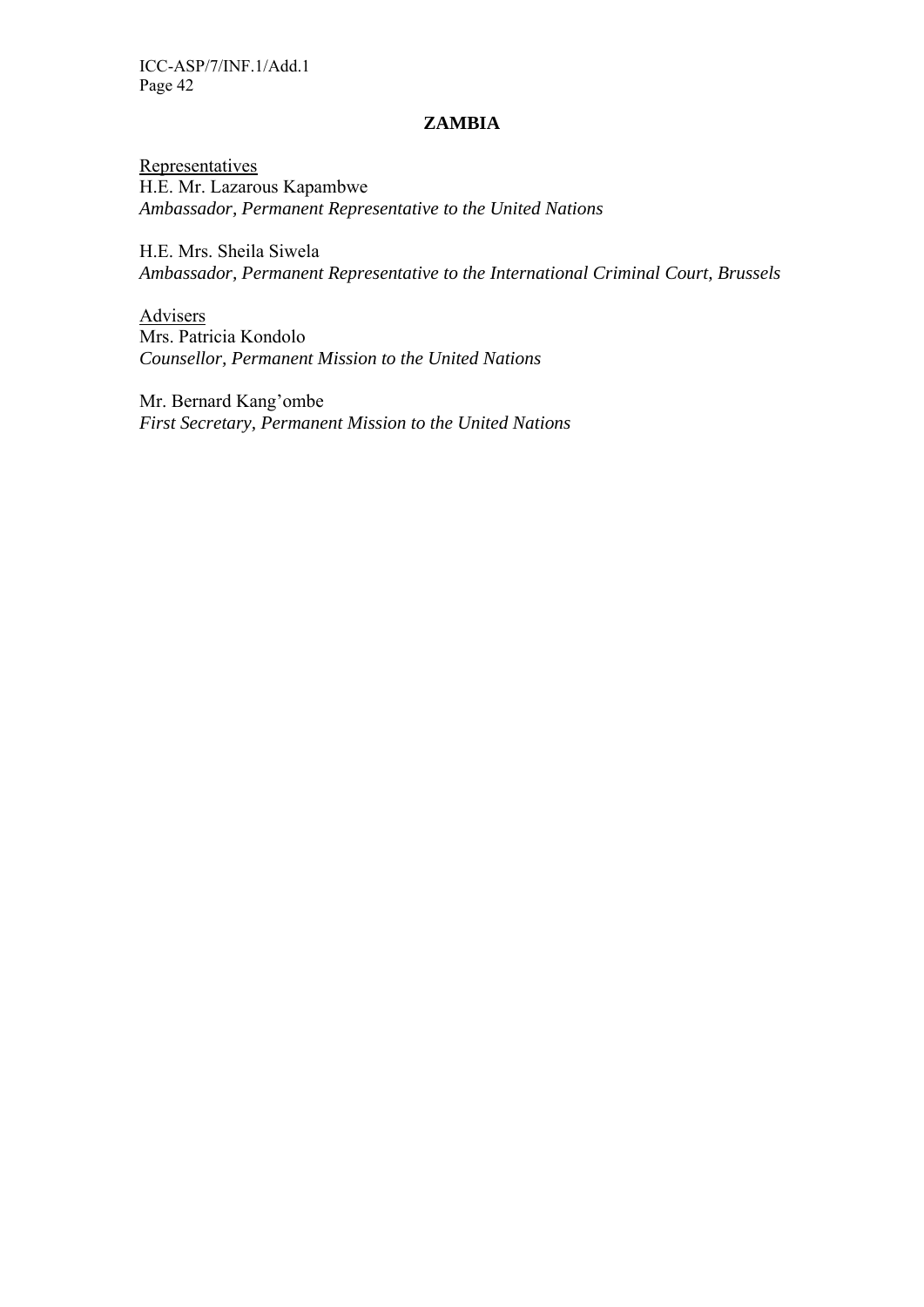## ZAMBIA

Representatives

H.E. Mr. Lazarous Kapambwe
*Ambassador, Permanent Representative to the United Nations*

H.E. Mrs. Sheila Siwela
*Ambassador, Permanent Representative to the International Criminal Court, Brussels*

Advisers

Mrs. Patricia Kondolo
*Counsellor, Permanent Mission to the United Nations*

Mr. Bernard Kang'ombe
*First Secretary, Permanent Mission to the United Nations*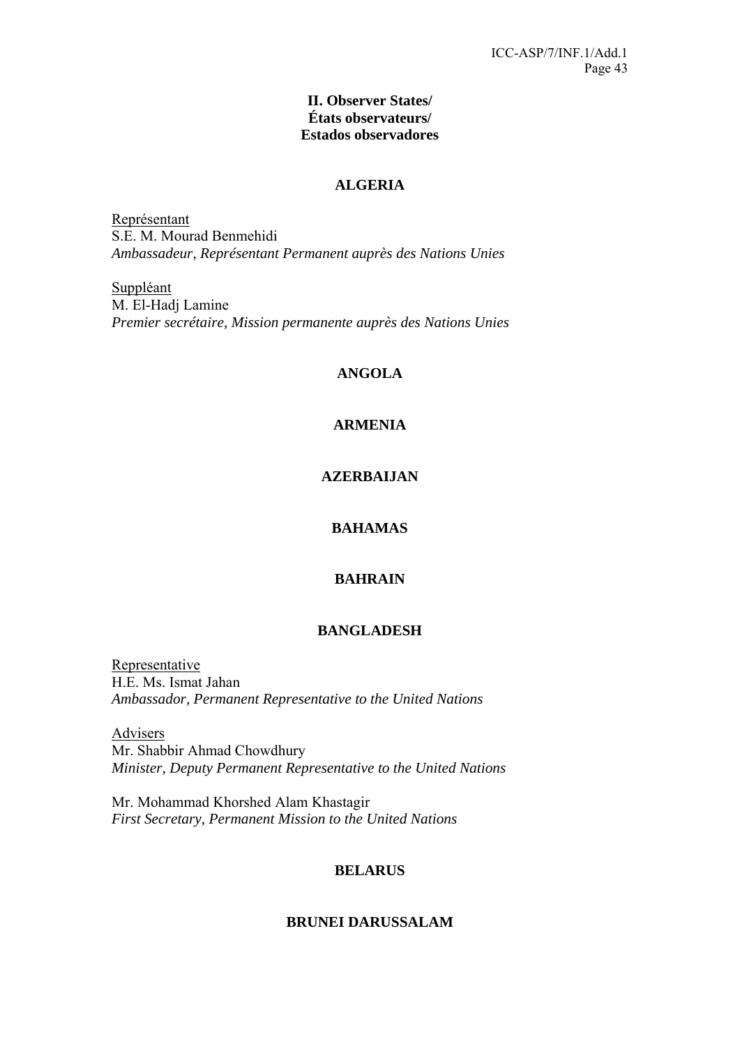## II. Observer States/ États observateurs/ Estados observadores

### ALGERIA

Représentant
S.E. M. Mourad Benmehidi
*Ambassadeur, Représentant Permanent auprès des Nations Unies*

Suppléant
M. El-Hadj Lamine
*Premier secrétaire, Mission permanente auprès des Nations Unies*

### ANGOLA

### ARMENIA

### AZERBAIJAN

### BAHAMAS

### BAHRAIN

### BANGLADESH

Representative
H.E. Ms. Ismat Jahan
*Ambassador, Permanent Representative to the United Nations*

Advisers
Mr. Shabbir Ahmad Chowdhury
*Minister, Deputy Permanent Representative to the United Nations*

Mr. Mohammad Khorshed Alam Khastagir
*First Secretary, Permanent Mission to the United Nations*

### BELARUS

### BRUNEI DARUSSALAM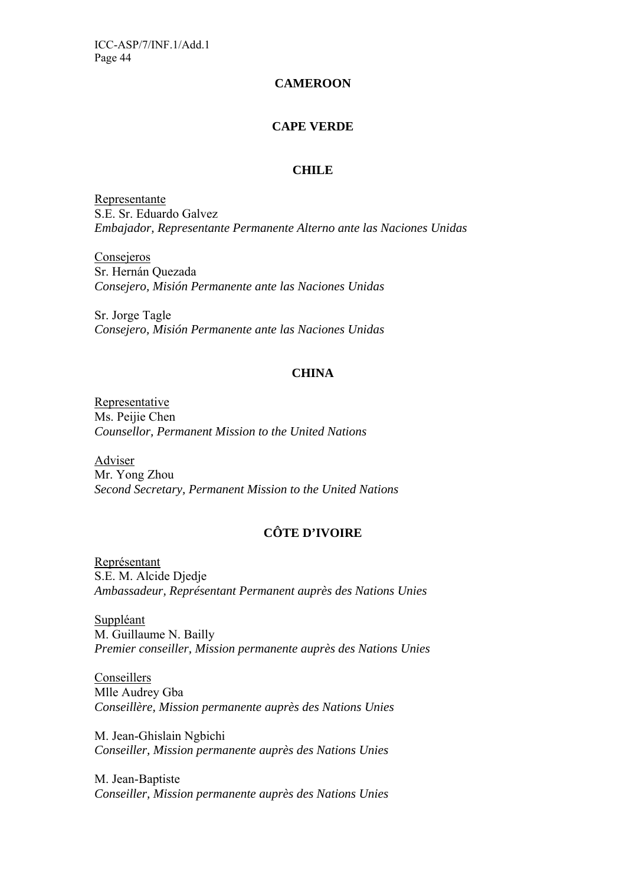**CAMEROON**

**CAPE VERDE**

**CHILE**

Representante
S.E. Sr. Eduardo Galvez
*Embajador, Representante Permanente Alterno ante las Naciones Unidas*

Consejeros
Sr. Hernán Quezada
*Consejero, Misión Permanente ante las Naciones Unidas*

Sr. Jorge Tagle
*Consejero, Misión Permanente ante las Naciones Unidas*

**CHINA**

Representative
Ms. Peijie Chen
*Counsellor, Permanent Mission to the United Nations*

Adviser
Mr. Yong Zhou
*Second Secretary, Permanent Mission to the United Nations*

**CÔTE D'IVOIRE**

Représentant
S.E. M. Alcide Djedje
*Ambassadeur, Représentant Permanent auprès des Nations Unies*

Suppléant
M. Guillaume N. Bailly
*Premier conseiller, Mission permanente auprès des Nations Unies*

Conseillers
Mlle Audrey Gba
*Conseillère, Mission permanente auprès des Nations Unies*

M. Jean-Ghislain Ngbichi
*Conseiller, Mission permanente auprès des Nations Unies*

M. Jean-Baptiste
*Conseiller, Mission permanente auprès des Nations Unies*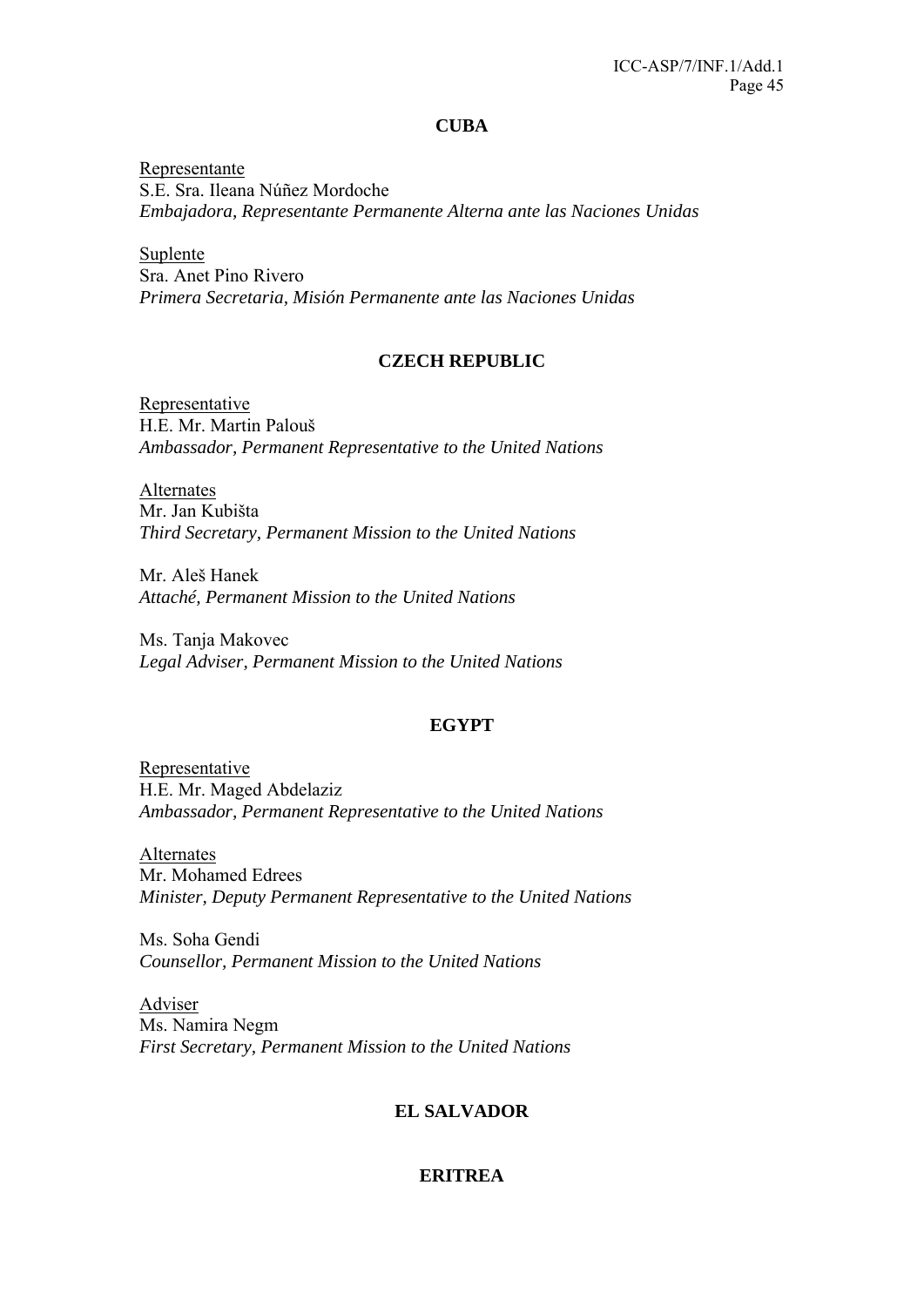**CUBA**

Representante
S.E. Sra. Ileana Núñez Mordoche
*Embajadora, Representante Permanente Alterna ante las Naciones Unidas*

Suplente
Sra. Anet Pino Rivero
*Primera Secretaria, Misión Permanente ante las Naciones Unidas*

**CZECH REPUBLIC**

Representative
H.E. Mr. Martin Palouš
*Ambassador, Permanent Representative to the United Nations*

Alternates
Mr. Jan Kubišta
*Third Secretary, Permanent Mission to the United Nations*

Mr. Aleš Hanek
*Attaché, Permanent Mission to the United Nations*

Ms. Tanja Makovec
*Legal Adviser, Permanent Mission to the United Nations*

**EGYPT**

Representative
H.E. Mr. Maged Abdelaziz
*Ambassador, Permanent Representative to the United Nations*

Alternates
Mr. Mohamed Edrees
*Minister, Deputy Permanent Representative to the United Nations*

Ms. Soha Gendi
*Counsellor, Permanent Mission to the United Nations*

Adviser
Ms. Namira Negm
*First Secretary, Permanent Mission to the United Nations*

**EL SALVADOR**

**ERITREA**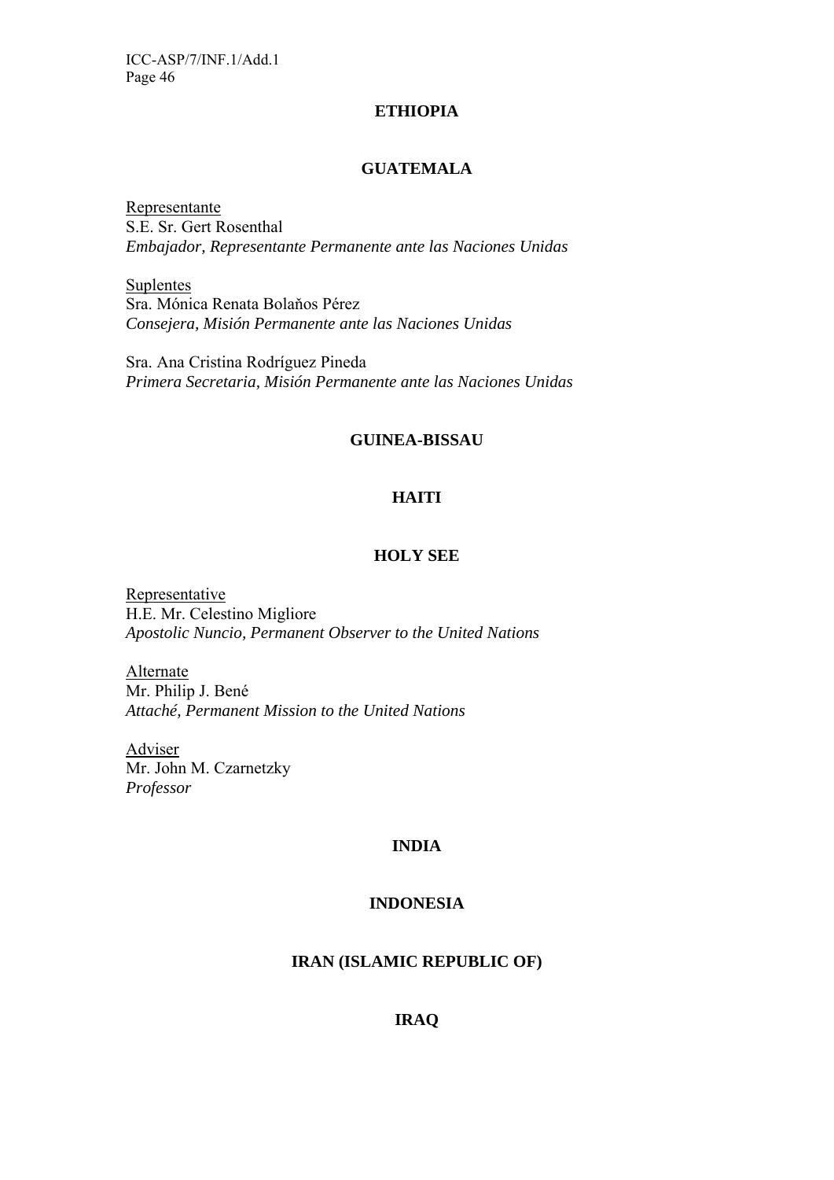**ETHIOPIA**

**GUATEMALA**

Representante
S.E. Sr. Gert Rosenthal
*Embajador, Representante Permanente ante las Naciones Unidas*

Suplentes
Sra. Mónica Renata Bolaňos Pérez
*Consejera, Misión Permanente ante las Naciones Unidas*

Sra. Ana Cristina Rodríguez Pineda
*Primera Secretaria, Misión Permanente ante las Naciones Unidas*

**GUINEA-BISSAU**

**HAITI**

**HOLY SEE**

Representative
H.E. Mr. Celestino Migliore
*Apostolic Nuncio, Permanent Observer to the United Nations*

Alternate
Mr. Philip J. Bené
*Attaché, Permanent Mission to the United Nations*

Adviser
Mr. John M. Czarnetzky
*Professor*

**INDIA**

**INDONESIA**

**IRAN (ISLAMIC REPUBLIC OF)**

**IRAQ**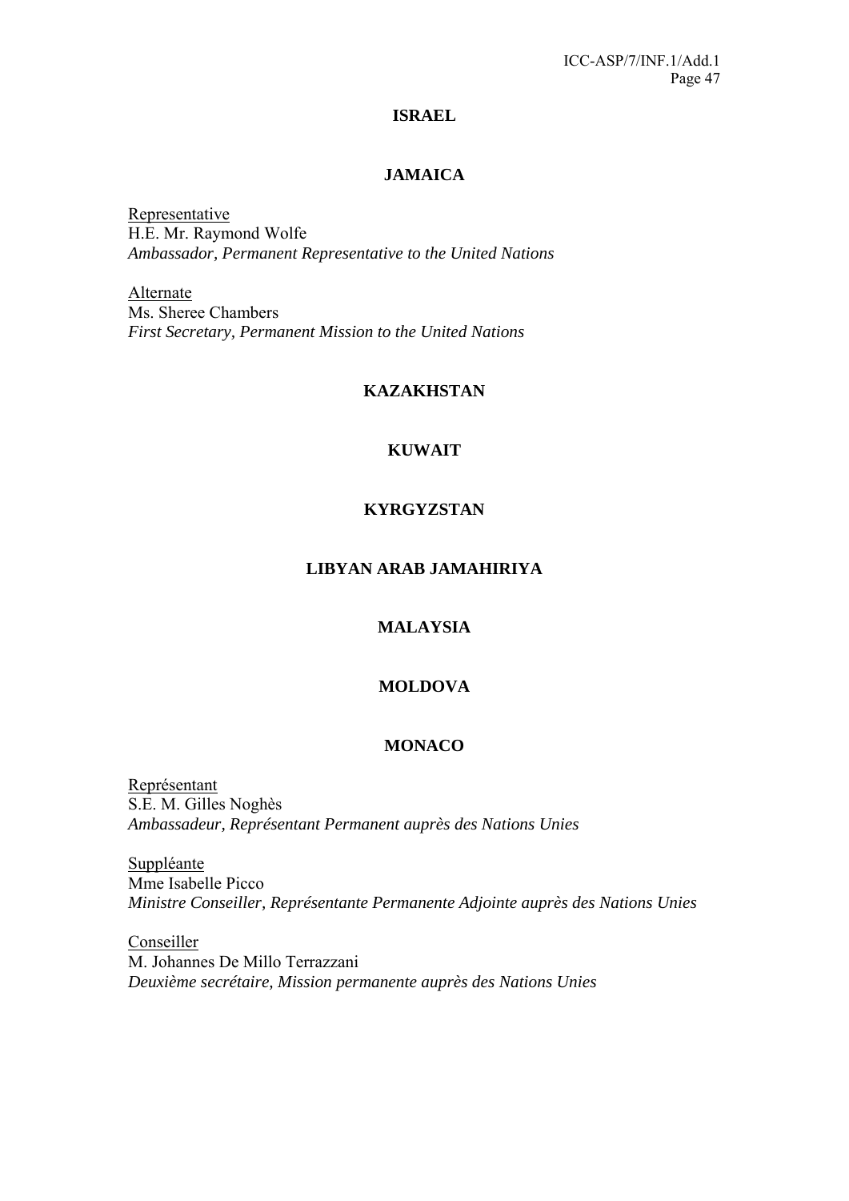## ISRAEL

## JAMAICA

<u>Representative</u>
H.E. Mr. Raymond Wolfe
*Ambassador, Permanent Representative to the United Nations*

<u>Alternate</u>
Ms. Sheree Chambers
*First Secretary, Permanent Mission to the United Nations*

## KAZAKHSTAN

## KUWAIT

## KYRGYZSTAN

## LIBYAN ARAB JAMAHIRIYA

## MALAYSIA

## MOLDOVA

## MONACO

<u>Représentant</u>
S.E. M. Gilles Noghès
*Ambassadeur, Représentant Permanent auprès des Nations Unies*

<u>Suppléante</u>
Mme Isabelle Picco
*Ministre Conseiller, Représentante Permanente Adjointe auprès des Nations Unies*

<u>Conseiller</u>
M. Johannes De Millo Terrazzani
*Deuxième secrétaire, Mission permanente auprès des Nations Unies*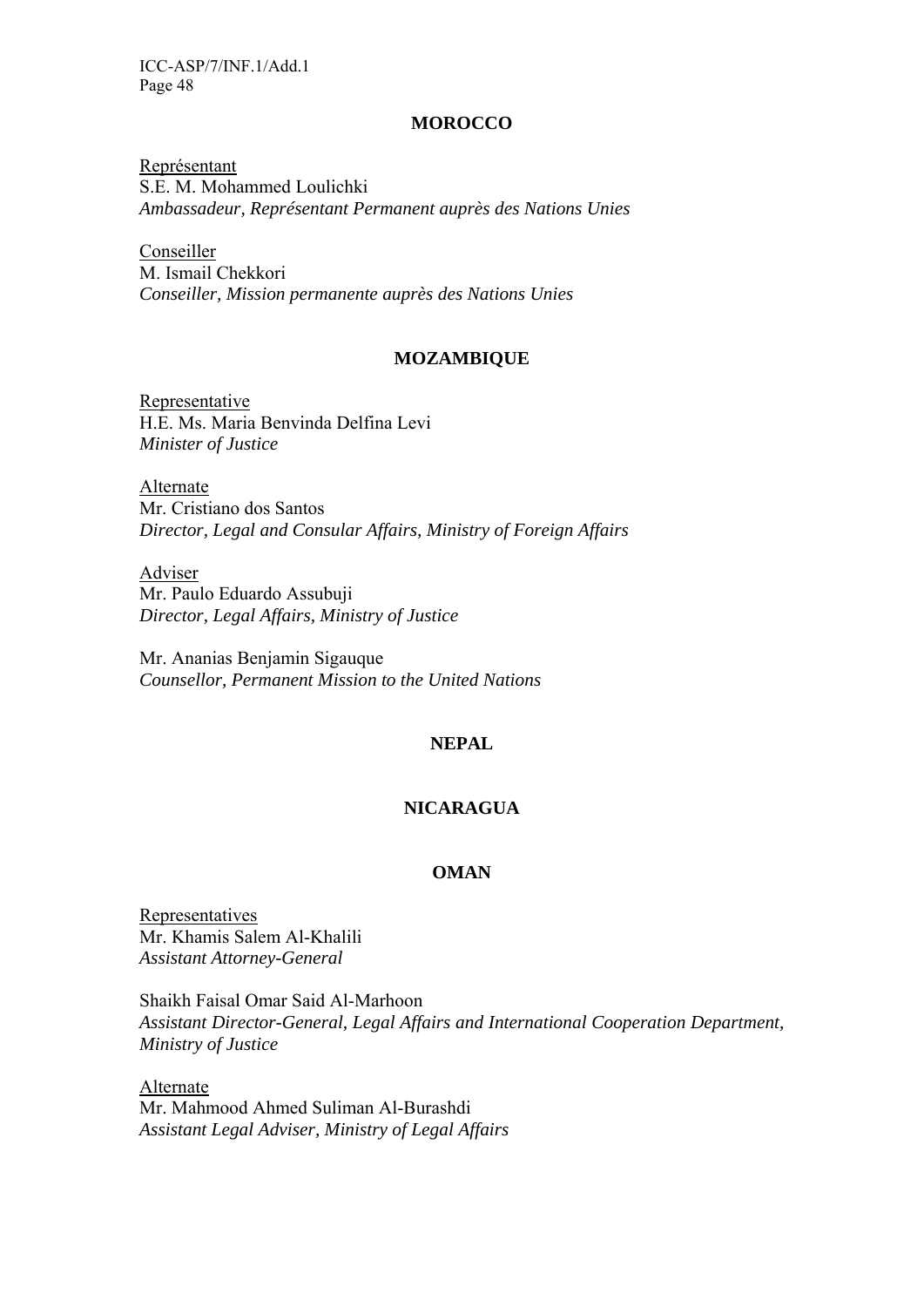## MOROCCO

Représentant
S.E. M. Mohammed Loulichki
*Ambassadeur, Représentant Permanent auprès des Nations Unies*

Conseiller
M. Ismail Chekkori
*Conseiller, Mission permanente auprès des Nations Unies*

## MOZAMBIQUE

Representative
H.E. Ms. Maria Benvinda Delfina Levi
*Minister of Justice*

Alternate
Mr. Cristiano dos Santos
*Director, Legal and Consular Affairs, Ministry of Foreign Affairs*

Adviser
Mr. Paulo Eduardo Assubuji
*Director, Legal Affairs, Ministry of Justice*

Mr. Ananias Benjamin Sigauque
*Counsellor, Permanent Mission to the United Nations*

## NEPAL

## NICARAGUA

## OMAN

Representatives
Mr. Khamis Salem Al-Khalili
*Assistant Attorney-General*

Shaikh Faisal Omar Said Al-Marhoon
*Assistant Director-General, Legal Affairs and International Cooperation Department, Ministry of Justice*

Alternate
Mr. Mahmood Ahmed Suliman Al-Burashdi
*Assistant Legal Adviser, Ministry of Legal Affairs*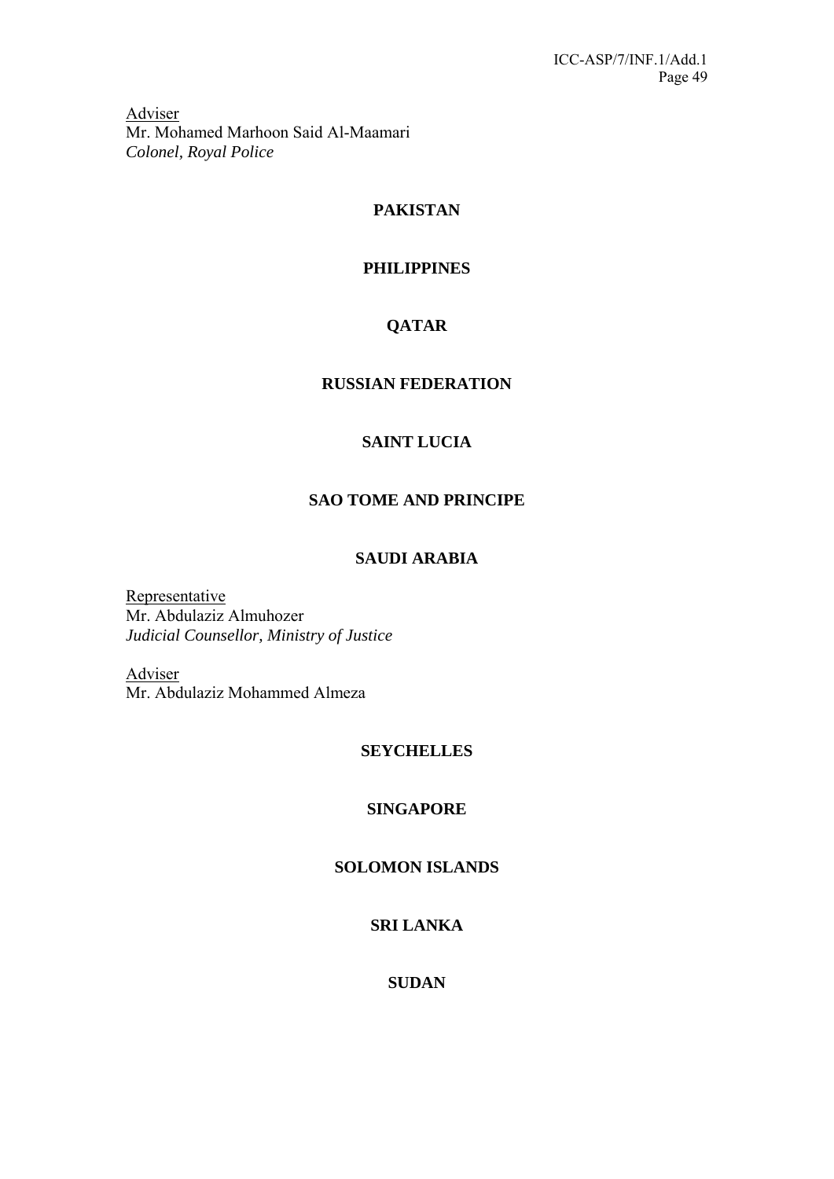Adviser
Mr. Mohamed Marhoon Said Al-Maamari
*Colonel, Royal Police*

## PAKISTAN

## PHILIPPINES

## QATAR

## RUSSIAN FEDERATION

## SAINT LUCIA

## SAO TOME AND PRINCIPE

## SAUDI ARABIA

Representative
Mr. Abdulaziz Almuhozer
*Judicial Counsellor, Ministry of Justice*

Adviser
Mr. Abdulaziz Mohammed Almeza

## SEYCHELLES

## SINGAPORE

## SOLOMON ISLANDS

## SRI LANKA

## SUDAN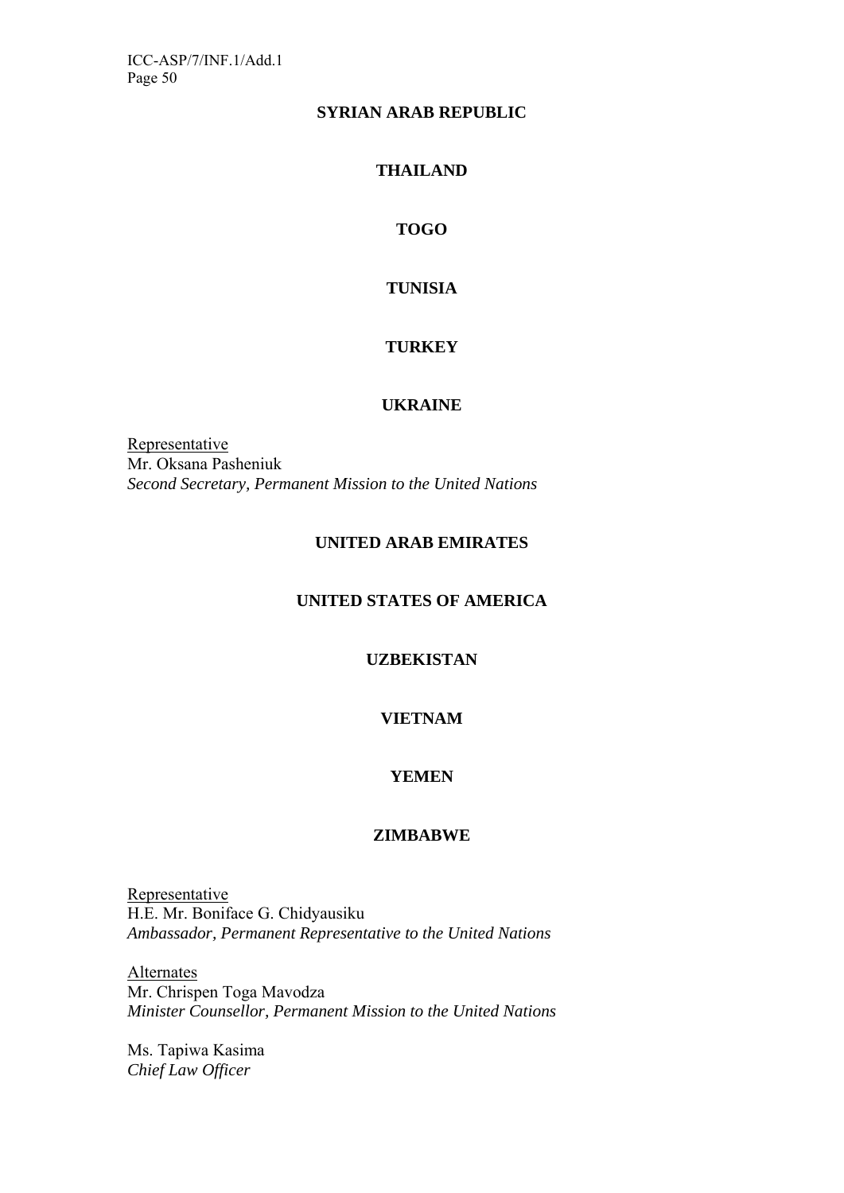## SYRIAN ARAB REPUBLIC

## THAILAND

## TOGO

## TUNISIA

## TURKEY

## UKRAINE

Representative
Mr. Oksana Pasheniuk
*Second Secretary, Permanent Mission to the United Nations*

## UNITED ARAB EMIRATES

## UNITED STATES OF AMERICA

## UZBEKISTAN

## VIETNAM

## YEMEN

## ZIMBABWE

Representative
H.E. Mr. Boniface G. Chidyausiku
*Ambassador, Permanent Representative to the United Nations*

Alternates
Mr. Chrispen Toga Mavodza
*Minister Counsellor, Permanent Mission to the United Nations*

Ms. Tapiwa Kasima
*Chief Law Officer*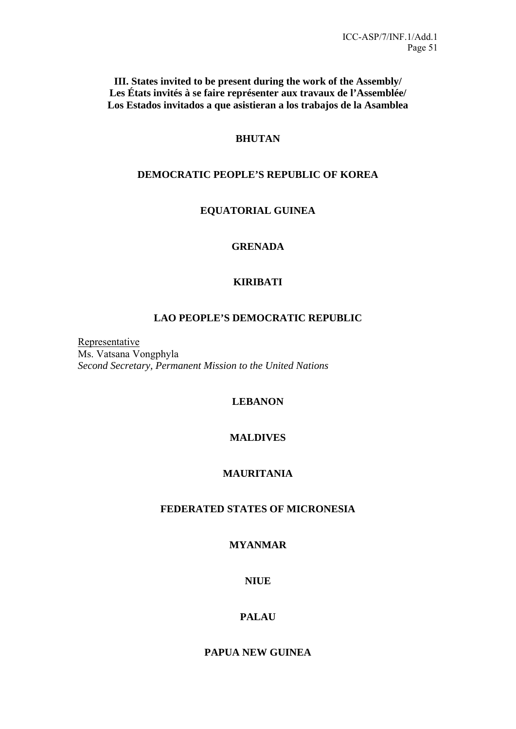## III. States invited to be present during the work of the Assembly/ Les États invités à se faire représenter aux travaux de l'Assemblée/ Los Estados invitados a que asistieran a los trabajos de la Asamblea

### BHUTAN

### DEMOCRATIC PEOPLE'S REPUBLIC OF KOREA

### EQUATORIAL GUINEA

### GRENADA

### KIRIBATI

### LAO PEOPLE'S DEMOCRATIC REPUBLIC

Representative
Ms. Vatsana Vongphyla
*Second Secretary, Permanent Mission to the United Nations*

### LEBANON

### MALDIVES

### MAURITANIA

### FEDERATED STATES OF MICRONESIA

### MYANMAR

### NIUE

### PALAU

### PAPUA NEW GUINEA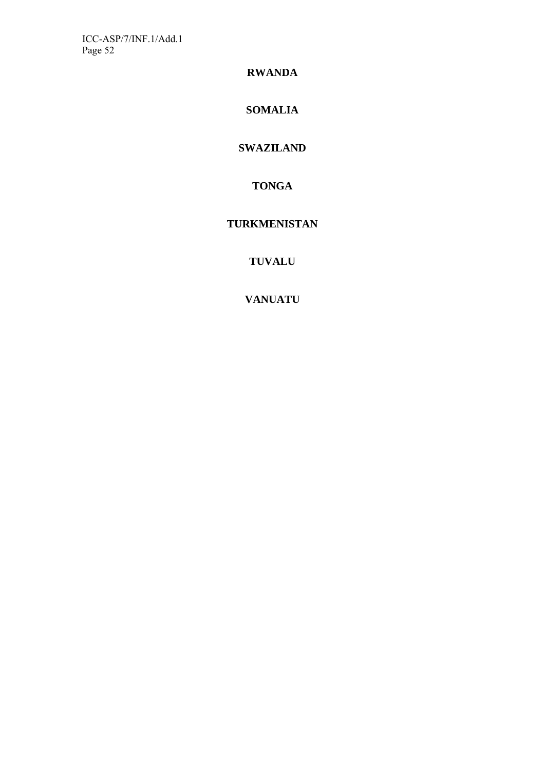**RWANDA**

**SOMALIA**

**SWAZILAND**

**TONGA**

**TURKMENISTAN**

**TUVALU**

**VANUATU**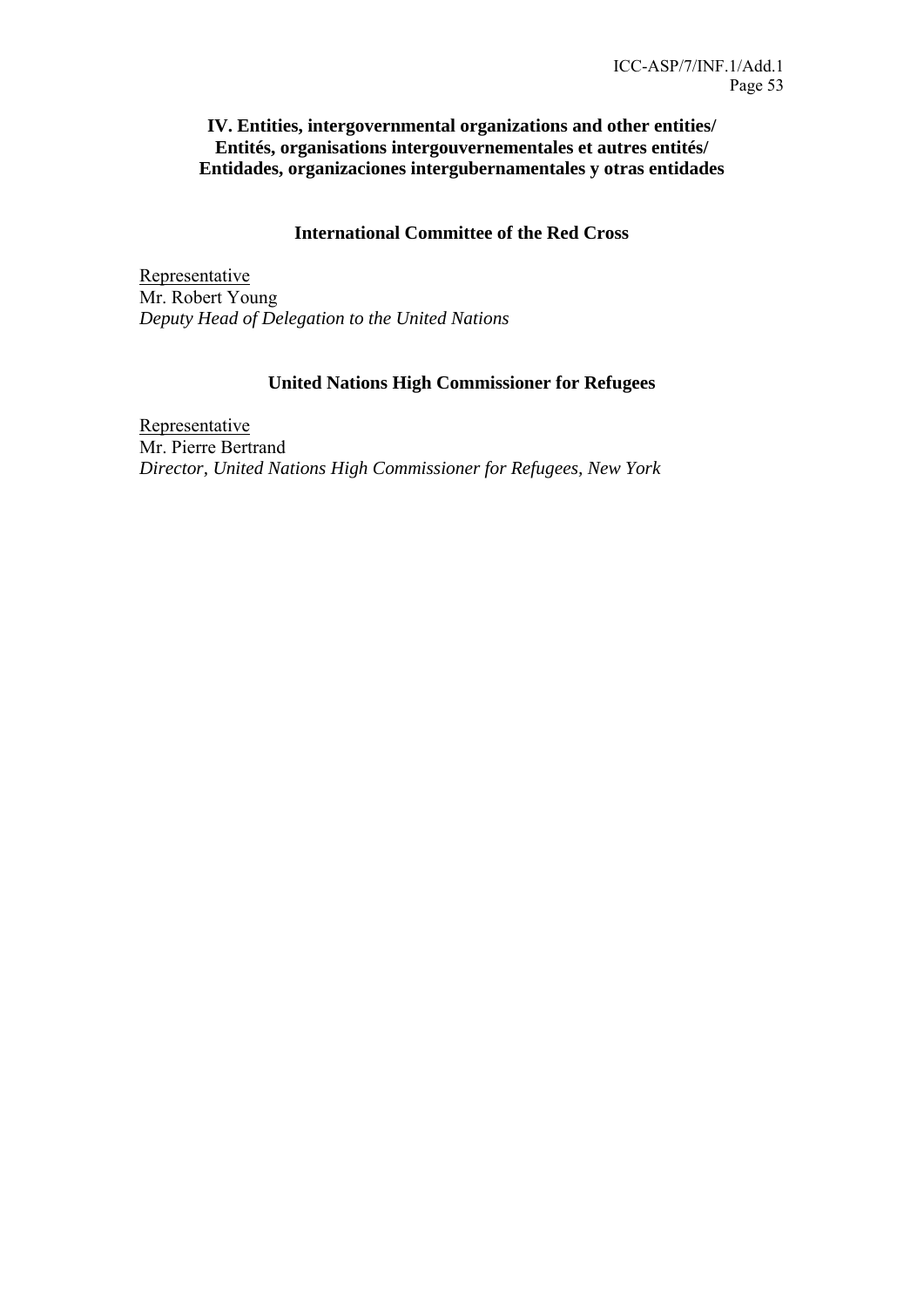## IV. Entities, intergovernmental organizations and other entities/ Entités, organisations intergouvernementales et autres entités/ Entidades, organizaciones intergubernamentales y otras entidades

### International Committee of the Red Cross

Representative
Mr. Robert Young
*Deputy Head of Delegation to the United Nations*

### United Nations High Commissioner for Refugees

Representative
Mr. Pierre Bertrand
*Director, United Nations High Commissioner for Refugees, New York*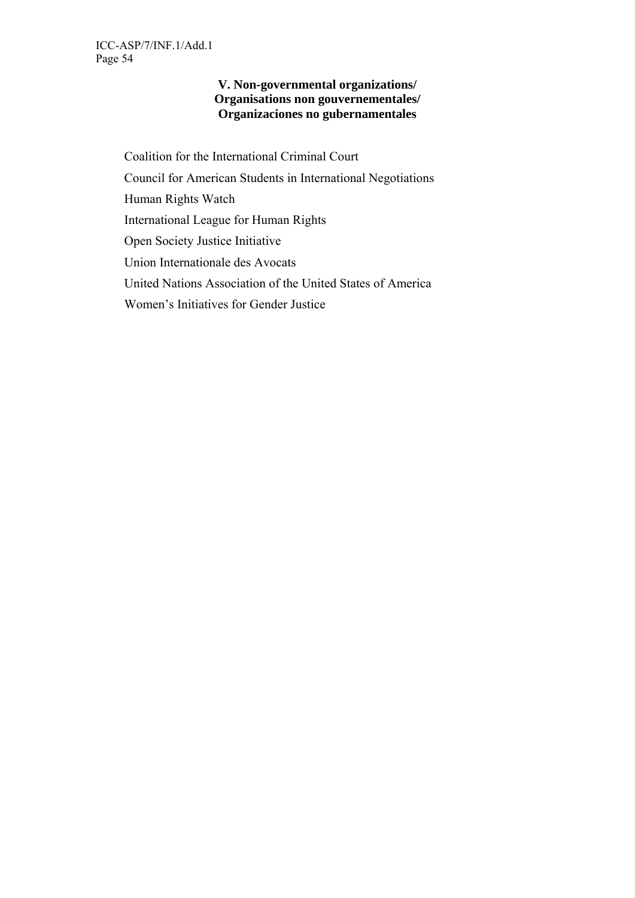## V. Non-governmental organizations/ Organisations non gouvernementales/ Organizaciones no gubernamentales

Coalition for the International Criminal Court

Council for American Students in International Negotiations

Human Rights Watch

International League for Human Rights

Open Society Justice Initiative

Union Internationale des Avocats

United Nations Association of the United States of America

Women's Initiatives for Gender Justice